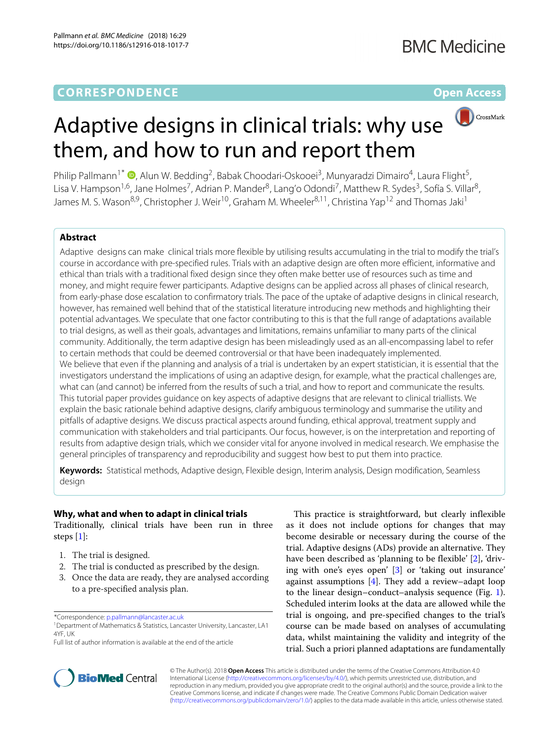CORRESPONDENCE

Open Access

# Adaptive designs in clinical trials: why use them, and how to run and report them

Philip Pallmann[1*], Alun W. Bedding[2], Babak Choodari-Oskooei[3], Munyaradzi Dimairo[4], Laura Flight[5], Lisa V. Hampson[1,6], Jane Holmes[7], Adrian P. Mander[8], Lang'o Odondi[7], Matthew R. Sydes[3], Sofía S. Villar[8], James M. S. Wason[8,9], Christopher J. Weir[10], Graham M. Wheeler[8,11], Christina Yap[12] and Thomas Jaki[1]

## Abstract

Adaptive designs can make clinical trials more flexible by utilising results accumulating in the trial to modify the trial's course in accordance with pre-specified rules. Trials with an adaptive design are often more efficient, informative and ethical than trials with a traditional fixed design since they often make better use of resources such as time and money, and might require fewer participants. Adaptive designs can be applied across all phases of clinical research, from early-phase dose escalation to confirmatory trials. The pace of the uptake of adaptive designs in clinical research, however, has remained well behind that of the statistical literature introducing new methods and highlighting their potential advantages. We speculate that one factor contributing to this is that the full range of adaptations available to trial designs, as well as their goals, advantages and limitations, remains unfamiliar to many parts of the clinical community. Additionally, the term adaptive design has been misleadingly used as an all-encompassing label to refer to certain methods that could be deemed controversial or that have been inadequately implemented.

We believe that even if the planning and analysis of a trial is undertaken by an expert statistician, it is essential that the investigators understand the implications of using an adaptive design, for example, what the practical challenges are, what can (and cannot) be inferred from the results of such a trial, and how to report and communicate the results. This tutorial paper provides guidance on key aspects of adaptive designs that are relevant to clinical triallists. We explain the basic rationale behind adaptive designs, clarify ambiguous terminology and summarise the utility and pitfalls of adaptive designs. We discuss practical aspects around funding, ethical approval, treatment supply and communication with stakeholders and trial participants. Our focus, however, is on the interpretation and reporting of results from adaptive design trials, which we consider vital for anyone involved in medical research. We emphasise the general principles of transparency and reproducibility and suggest how best to put them into practice.

**Keywords:** Statistical methods, Adaptive design, Flexible design, Interim analysis, Design modification, Seamless design

## Why, what and when to adapt in clinical trials

Traditionally, clinical trials have been run in three steps [1]:

1. The trial is designed.
2. The trial is conducted as prescribed by the design.
3. Once the data are ready, they are analysed according to a pre-specified analysis plan.

This practice is straightforward, but clearly inflexible as it does not include options for changes that may become desirable or necessary during the course of the trial. Adaptive designs (ADs) provide an alternative. They have been described as 'planning to be flexible' [2], 'driving with one's eyes open' [3] or 'taking out insurance' against assumptions [4]. They add a review–adapt loop to the linear design–conduct–analysis sequence (Fig. 1). Scheduled interim looks at the data are allowed while the trial is ongoing, and pre-specified changes to the trial's course can be made based on analyses of accumulating data, whilst maintaining the validity and integrity of the trial. Such a priori planned adaptations are fundamentally

*Correspondence: p.pallmann@lancaster.ac.uk
[1]Department of Mathematics & Statistics, Lancaster University, Lancaster, LA1 4YF, UK
Full list of author information is available at the end of the article

© The Author(s). 2018 **Open Access** This article is distributed under the terms of the Creative Commons Attribution 4.0 International License (http://creativecommons.org/licenses/by/4.0/), which permits unrestricted use, distribution, and reproduction in any medium, provided you give appropriate credit to the original author(s) and the source, provide a link to the Creative Commons license, and indicate if changes were made. The Creative Commons Public Domain Dedication waiver (http://creativecommons.org/publicdomain/zero/1.0/) applies to the data made available in this article, unless otherwise stated.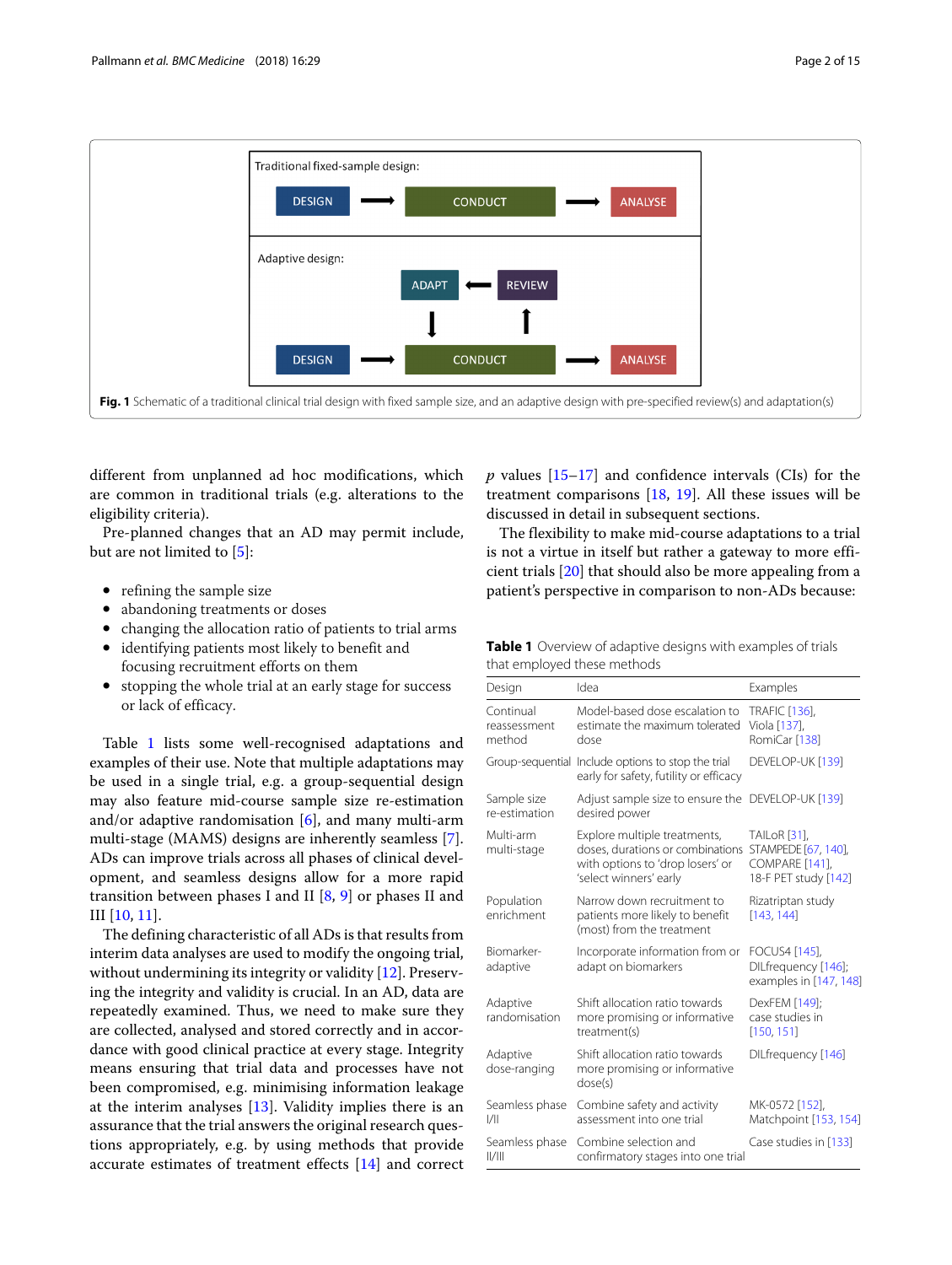Traditional fixed-sample design:

DESIGN → CONDUCT → ANALYSE

Adaptive design:

ADAPT ← REVIEW

DESIGN → CONDUCT → ANALYSE

**Fig. 1** Schematic of a traditional clinical trial design with fixed sample size, and an adaptive design with pre-specified review(s) and adaptation(s)

different from unplanned ad hoc modifications, which are common in traditional trials (e.g. alterations to the eligibility criteria).

Pre-planned changes that an AD may permit include, but are not limited to [5]:

- refining the sample size
- abandoning treatments or doses
- changing the allocation ratio of patients to trial arms
- identifying patients most likely to benefit and focusing recruitment efforts on them
- stopping the whole trial at an early stage for success or lack of efficacy.

Table 1 lists some well-recognised adaptations and examples of their use. Note that multiple adaptations may be used in a single trial, e.g. a group-sequential design may also feature mid-course sample size re-estimation and/or adaptive randomisation [6], and many multi-arm multi-stage (MAMS) designs are inherently seamless [7]. ADs can improve trials across all phases of clinical development, and seamless designs allow for a more rapid transition between phases I and II [8, 9] or phases II and III [10, 11].

The defining characteristic of all ADs is that results from interim data analyses are used to modify the ongoing trial, without undermining its integrity or validity [12]. Preserving the integrity and validity is crucial. In an AD, data are repeatedly examined. Thus, we need to make sure they are collected, analysed and stored correctly and in accordance with good clinical practice at every stage. Integrity means ensuring that trial data and processes have not been compromised, e.g. minimising information leakage at the interim analyses [13]. Validity implies there is an assurance that the trial answers the original research questions appropriately, e.g. by using methods that provide accurate estimates of treatment effects [14] and correct *p* values [15–17] and confidence intervals (CIs) for the treatment comparisons [18, 19]. All these issues will be discussed in detail in subsequent sections.

The flexibility to make mid-course adaptations to a trial is not a virtue in itself but rather a gateway to more efficient trials [20] that should also be more appealing from a patient's perspective in comparison to non-ADs because:

**Table 1** Overview of adaptive designs with examples of trials that employed these methods

| Design | Idea | Examples |
|---|---|---|
| Continual reassessment method | Model-based dose escalation to estimate the maximum tolerated dose | TRAFIC [136], Viola [137], RomiCar [138] |
| Group-sequential | Include options to stop the trial early for safety, futility or efficacy | DEVELOP-UK [139] |
| Sample size re-estimation | Adjust sample size to ensure the desired power | DEVELOP-UK [139] |
| Multi-arm multi-stage | Explore multiple treatments, doses, durations or combinations with options to 'drop losers' or 'select winners' early | TAILoR [31], STAMPEDE [67, 140], COMPARE [141], 18-F PET study [142] |
| Population enrichment | Narrow down recruitment to patients more likely to benefit (most) from the treatment | Rizatriptan study [143, 144] |
| Biomarker-adaptive | Incorporate information from or adapt on biomarkers | FOCUS4 [145], DILfrequency [146]; examples in [147, 148] |
| Adaptive randomisation | Shift allocation ratio towards more promising or informative treatment(s) | DexFEM [149]; case studies in [150, 151] |
| Adaptive dose-ranging | Shift allocation ratio towards more promising or informative dose(s) | DILfrequency [146] |
| Seamless phase I/II | Combine safety and activity assessment into one trial | MK-0572 [152], Matchpoint [153, 154] |
| Seamless phase II/III | Combine selection and confirmatory stages into one trial | Case studies in [133] |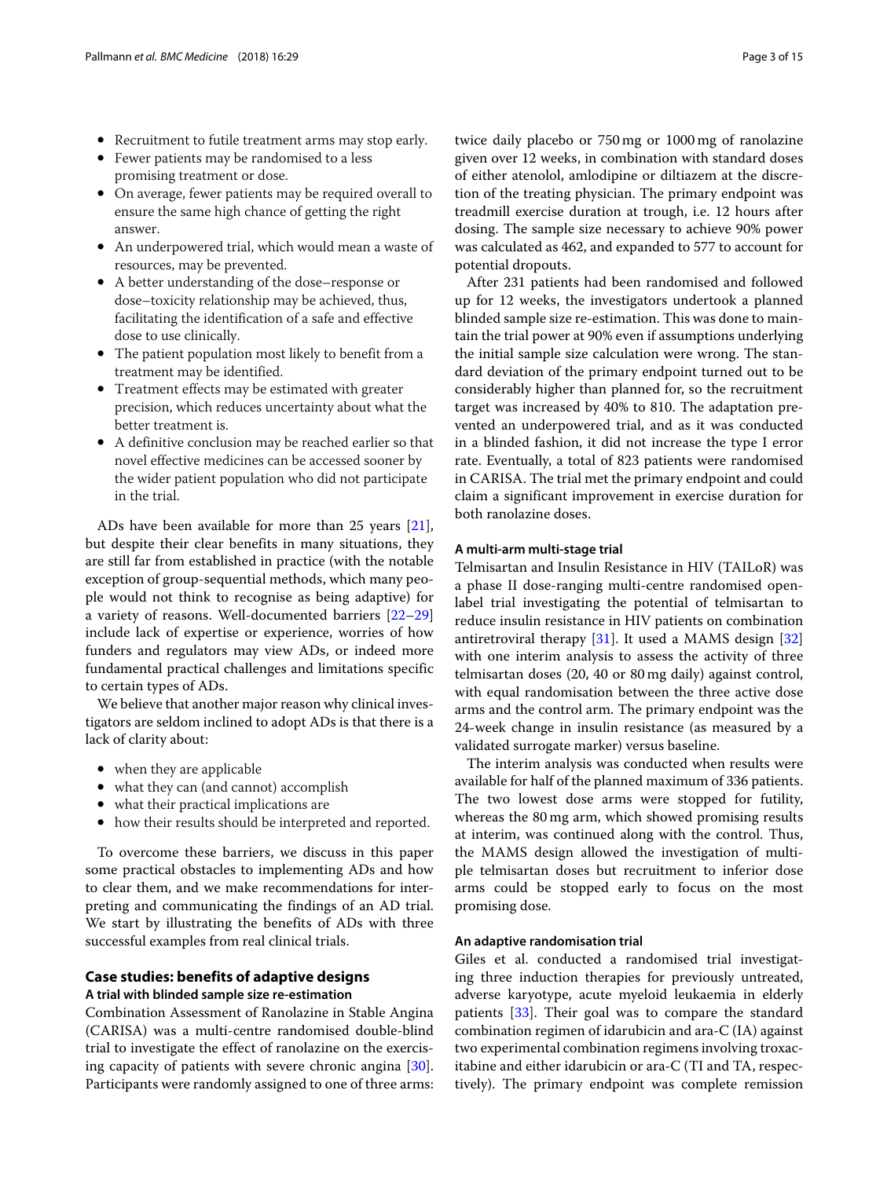- Recruitment to futile treatment arms may stop early.
- Fewer patients may be randomised to a less promising treatment or dose.
- On average, fewer patients may be required overall to ensure the same high chance of getting the right answer.
- An underpowered trial, which would mean a waste of resources, may be prevented.
- A better understanding of the dose–response or dose–toxicity relationship may be achieved, thus, facilitating the identification of a safe and effective dose to use clinically.
- The patient population most likely to benefit from a treatment may be identified.
- Treatment effects may be estimated with greater precision, which reduces uncertainty about what the better treatment is.
- A definitive conclusion may be reached earlier so that novel effective medicines can be accessed sooner by the wider patient population who did not participate in the trial.

ADs have been available for more than 25 years [21], but despite their clear benefits in many situations, they are still far from established in practice (with the notable exception of group-sequential methods, which many people would not think to recognise as being adaptive) for a variety of reasons. Well-documented barriers [22–29] include lack of expertise or experience, worries of how funders and regulators may view ADs, or indeed more fundamental practical challenges and limitations specific to certain types of ADs.

We believe that another major reason why clinical investigators are seldom inclined to adopt ADs is that there is a lack of clarity about:

- when they are applicable
- what they can (and cannot) accomplish
- what their practical implications are
- how their results should be interpreted and reported.

To overcome these barriers, we discuss in this paper some practical obstacles to implementing ADs and how to clear them, and we make recommendations for interpreting and communicating the findings of an AD trial. We start by illustrating the benefits of ADs with three successful examples from real clinical trials.

## Case studies: benefits of adaptive designs

### A trial with blinded sample size re-estimation

Combination Assessment of Ranolazine in Stable Angina (CARISA) was a multi-centre randomised double-blind trial to investigate the effect of ranolazine on the exercising capacity of patients with severe chronic angina [30]. Participants were randomly assigned to one of three arms: twice daily placebo or 750 mg or 1000 mg of ranolazine given over 12 weeks, in combination with standard doses of either atenolol, amlodipine or diltiazem at the discretion of the treating physician. The primary endpoint was treadmill exercise duration at trough, i.e. 12 hours after dosing. The sample size necessary to achieve 90% power was calculated as 462, and expanded to 577 to account for potential dropouts.

After 231 patients had been randomised and followed up for 12 weeks, the investigators undertook a planned blinded sample size re-estimation. This was done to maintain the trial power at 90% even if assumptions underlying the initial sample size calculation were wrong. The standard deviation of the primary endpoint turned out to be considerably higher than planned for, so the recruitment target was increased by 40% to 810. The adaptation prevented an underpowered trial, and as it was conducted in a blinded fashion, it did not increase the type I error rate. Eventually, a total of 823 patients were randomised in CARISA. The trial met the primary endpoint and could claim a significant improvement in exercise duration for both ranolazine doses.

### A multi-arm multi-stage trial

Telmisartan and Insulin Resistance in HIV (TAILoR) was a phase II dose-ranging multi-centre randomised open-label trial investigating the potential of telmisartan to reduce insulin resistance in HIV patients on combination antiretroviral therapy [31]. It used a MAMS design [32] with one interim analysis to assess the activity of three telmisartan doses (20, 40 or 80 mg daily) against control, with equal randomisation between the three active dose arms and the control arm. The primary endpoint was the 24-week change in insulin resistance (as measured by a validated surrogate marker) versus baseline.

The interim analysis was conducted when results were available for half of the planned maximum of 336 patients. The two lowest dose arms were stopped for futility, whereas the 80 mg arm, which showed promising results at interim, was continued along with the control. Thus, the MAMS design allowed the investigation of multiple telmisartan doses but recruitment to inferior dose arms could be stopped early to focus on the most promising dose.

### An adaptive randomisation trial

Giles et al. conducted a randomised trial investigating three induction therapies for previously untreated, adverse karyotype, acute myeloid leukaemia in elderly patients [33]. Their goal was to compare the standard combination regimen of idarubicin and ara-C (IA) against two experimental combination regimens involving troxacitabine and either idarubicin or ara-C (TI and TA, respectively). The primary endpoint was complete remission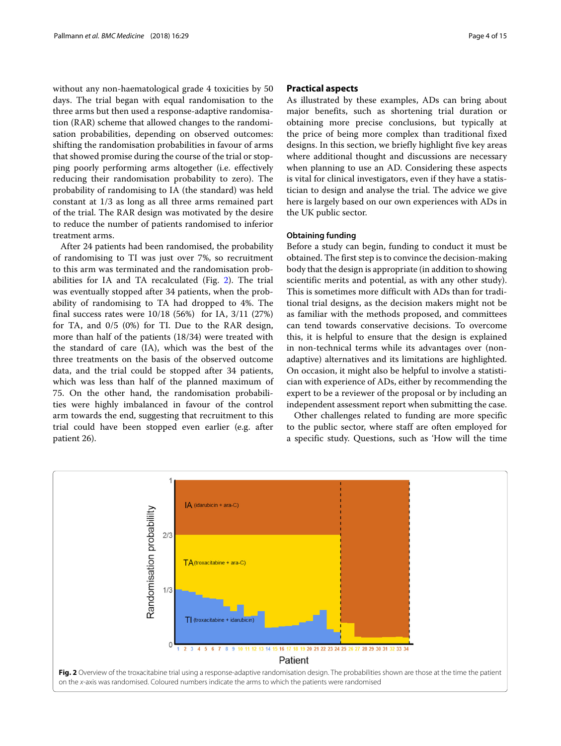without any non-haematological grade 4 toxicities by 50 days. The trial began with equal randomisation to the three arms but then used a response-adaptive randomisation (RAR) scheme that allowed changes to the randomisation probabilities, depending on observed outcomes: shifting the randomisation probabilities in favour of arms that showed promise during the course of the trial or stopping poorly performing arms altogether (i.e. effectively reducing their randomisation probability to zero). The probability of randomising to IA (the standard) was held constant at 1/3 as long as all three arms remained part of the trial. The RAR design was motivated by the desire to reduce the number of patients randomised to inferior treatment arms.

After 24 patients had been randomised, the probability of randomising to TI was just over 7%, so recruitment to this arm was terminated and the randomisation probabilities for IA and TA recalculated (Fig. 2). The trial was eventually stopped after 34 patients, when the probability of randomising to TA had dropped to 4%. The final success rates were 10/18 (56%) for IA, 3/11 (27%) for TA, and 0/5 (0%) for TI. Due to the RAR design, more than half of the patients (18/34) were treated with the standard of care (IA), which was the best of the three treatments on the basis of the observed outcome data, and the trial could be stopped after 34 patients, which was less than half of the planned maximum of 75. On the other hand, the randomisation probabilities were highly imbalanced in favour of the control arm towards the end, suggesting that recruitment to this trial could have been stopped even earlier (e.g. after patient 26).

## Practical aspects

As illustrated by these examples, ADs can bring about major benefits, such as shortening trial duration or obtaining more precise conclusions, but typically at the price of being more complex than traditional fixed designs. In this section, we briefly highlight five key areas where additional thought and discussions are necessary when planning to use an AD. Considering these aspects is vital for clinical investigators, even if they have a statistician to design and analyse the trial. The advice we give here is largely based on our own experiences with ADs in the UK public sector.

### Obtaining funding

Before a study can begin, funding to conduct it must be obtained. The first step is to convince the decision-making body that the design is appropriate (in addition to showing scientific merits and potential, as with any other study). This is sometimes more difficult with ADs than for traditional trial designs, as the decision makers might not be as familiar with the methods proposed, and committees can tend towards conservative decisions. To overcome this, it is helpful to ensure that the design is explained in non-technical terms while its advantages over (non-adaptive) alternatives and its limitations are highlighted. On occasion, it might also be helpful to involve a statistician with experience of ADs, either by recommending the expert to be a reviewer of the proposal or by including an independent assessment report when submitting the case.

Other challenges related to funding are more specific to the public sector, where staff are often employed for a specific study. Questions, such as 'How will the time

**Fig. 2** Overview of the troxacitabine trial using a response-adaptive randomisation design. The probabilities shown are those at the time the patient on the *x*-axis was randomised. Coloured numbers indicate the arms to which the patients were randomised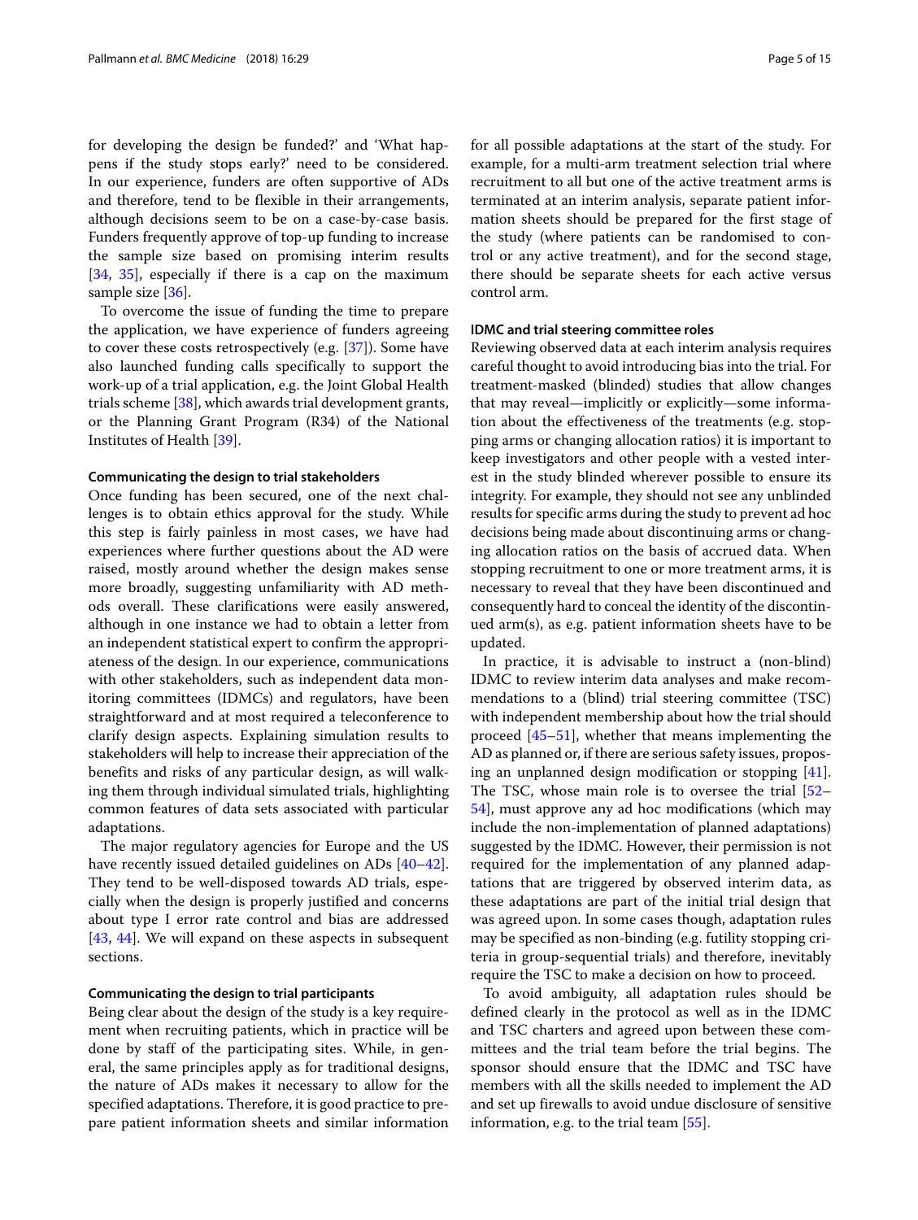for developing the design be funded?' and 'What happens if the study stops early?' need to be considered. In our experience, funders are often supportive of ADs and therefore, tend to be flexible in their arrangements, although decisions seem to be on a case-by-case basis. Funders frequently approve of top-up funding to increase the sample size based on promising interim results [34, 35], especially if there is a cap on the maximum sample size [36].

To overcome the issue of funding the time to prepare the application, we have experience of funders agreeing to cover these costs retrospectively (e.g. [37]). Some have also launched funding calls specifically to support the work-up of a trial application, e.g. the Joint Global Health trials scheme [38], which awards trial development grants, or the Planning Grant Program (R34) of the National Institutes of Health [39].

#### Communicating the design to trial stakeholders

Once funding has been secured, one of the next challenges is to obtain ethics approval for the study. While this step is fairly painless in most cases, we have had experiences where further questions about the AD were raised, mostly around whether the design makes sense more broadly, suggesting unfamiliarity with AD methods overall. These clarifications were easily answered, although in one instance we had to obtain a letter from an independent statistical expert to confirm the appropriateness of the design. In our experience, communications with other stakeholders, such as independent data monitoring committees (IDMCs) and regulators, have been straightforward and at most required a teleconference to clarify design aspects. Explaining simulation results to stakeholders will help to increase their appreciation of the benefits and risks of any particular design, as will walking them through individual simulated trials, highlighting common features of data sets associated with particular adaptations.

The major regulatory agencies for Europe and the US have recently issued detailed guidelines on ADs [40–42]. They tend to be well-disposed towards AD trials, especially when the design is properly justified and concerns about type I error rate control and bias are addressed [43, 44]. We will expand on these aspects in subsequent sections.

#### Communicating the design to trial participants

Being clear about the design of the study is a key requirement when recruiting patients, which in practice will be done by staff of the participating sites. While, in general, the same principles apply as for traditional designs, the nature of ADs makes it necessary to allow for the specified adaptations. Therefore, it is good practice to prepare patient information sheets and similar information for all possible adaptations at the start of the study. For example, for a multi-arm treatment selection trial where recruitment to all but one of the active treatment arms is terminated at an interim analysis, separate patient information sheets should be prepared for the first stage of the study (where patients can be randomised to control or any active treatment), and for the second stage, there should be separate sheets for each active versus control arm.

#### IDMC and trial steering committee roles

Reviewing observed data at each interim analysis requires careful thought to avoid introducing bias into the trial. For treatment-masked (blinded) studies that allow changes that may reveal—implicitly or explicitly—some information about the effectiveness of the treatments (e.g. stopping arms or changing allocation ratios) it is important to keep investigators and other people with a vested interest in the study blinded wherever possible to ensure its integrity. For example, they should not see any unblinded results for specific arms during the study to prevent ad hoc decisions being made about discontinuing arms or changing allocation ratios on the basis of accrued data. When stopping recruitment to one or more treatment arms, it is necessary to reveal that they have been discontinued and consequently hard to conceal the identity of the discontinued arm(s), as e.g. patient information sheets have to be updated.

In practice, it is advisable to instruct a (non-blind) IDMC to review interim data analyses and make recommendations to a (blind) trial steering committee (TSC) with independent membership about how the trial should proceed [45–51], whether that means implementing the AD as planned or, if there are serious safety issues, proposing an unplanned design modification or stopping [41]. The TSC, whose main role is to oversee the trial [52–54], must approve any ad hoc modifications (which may include the non-implementation of planned adaptations) suggested by the IDMC. However, their permission is not required for the implementation of any planned adaptations that are triggered by observed interim data, as these adaptations are part of the initial trial design that was agreed upon. In some cases though, adaptation rules may be specified as non-binding (e.g. futility stopping criteria in group-sequential trials) and therefore, inevitably require the TSC to make a decision on how to proceed.

To avoid ambiguity, all adaptation rules should be defined clearly in the protocol as well as in the IDMC and TSC charters and agreed upon between these committees and the trial team before the trial begins. The sponsor should ensure that the IDMC and TSC have members with all the skills needed to implement the AD and set up firewalls to avoid undue disclosure of sensitive information, e.g. to the trial team [55].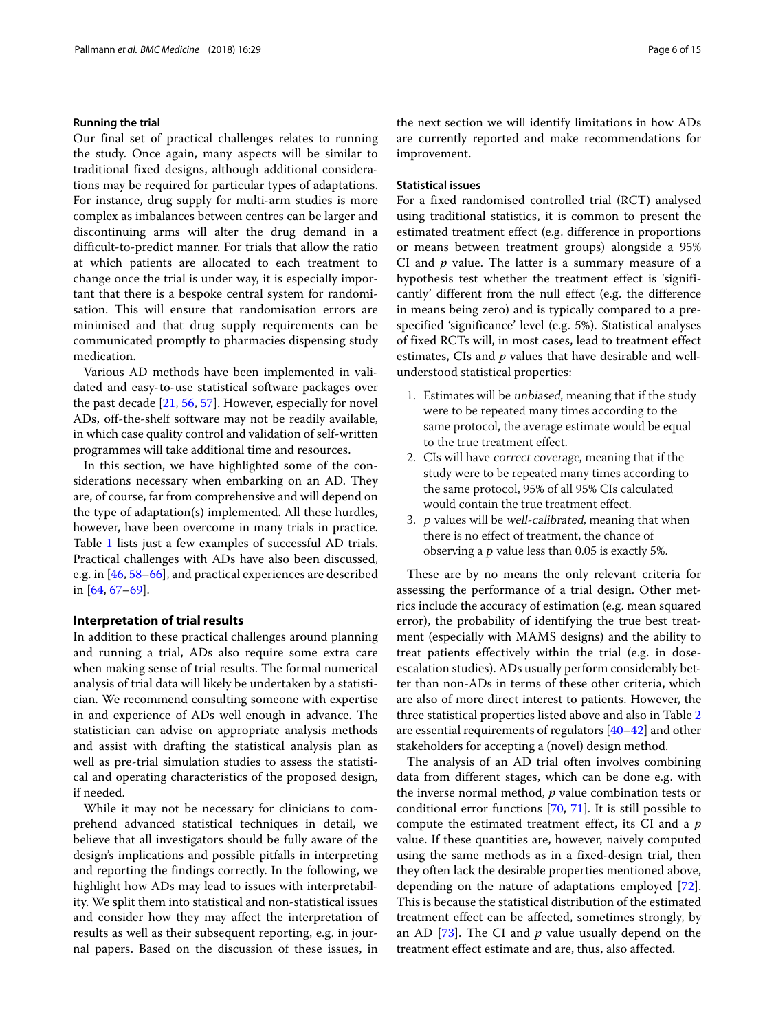#### Running the trial

Our final set of practical challenges relates to running the study. Once again, many aspects will be similar to traditional fixed designs, although additional considerations may be required for particular types of adaptations. For instance, drug supply for multi-arm studies is more complex as imbalances between centres can be larger and discontinuing arms will alter the drug demand in a difficult-to-predict manner. For trials that allow the ratio at which patients are allocated to each treatment to change once the trial is under way, it is especially important that there is a bespoke central system for randomisation. This will ensure that randomisation errors are minimised and that drug supply requirements can be communicated promptly to pharmacies dispensing study medication.

Various AD methods have been implemented in validated and easy-to-use statistical software packages over the past decade [21, 56, 57]. However, especially for novel ADs, off-the-shelf software may not be readily available, in which case quality control and validation of self-written programmes will take additional time and resources.

In this section, we have highlighted some of the considerations necessary when embarking on an AD. They are, of course, far from comprehensive and will depend on the type of adaptation(s) implemented. All these hurdles, however, have been overcome in many trials in practice. Table 1 lists just a few examples of successful AD trials. Practical challenges with ADs have also been discussed, e.g. in [46, 58–66], and practical experiences are described in [64, 67–69].

### Interpretation of trial results

In addition to these practical challenges around planning and running a trial, ADs also require some extra care when making sense of trial results. The formal numerical analysis of trial data will likely be undertaken by a statistician. We recommend consulting someone with expertise in and experience of ADs well enough in advance. The statistician can advise on appropriate analysis methods and assist with drafting the statistical analysis plan as well as pre-trial simulation studies to assess the statistical and operating characteristics of the proposed design, if needed.

While it may not be necessary for clinicians to comprehend advanced statistical techniques in detail, we believe that all investigators should be fully aware of the design's implications and possible pitfalls in interpreting and reporting the findings correctly. In the following, we highlight how ADs may lead to issues with interpretability. We split them into statistical and non-statistical issues and consider how they may affect the interpretation of results as well as their subsequent reporting, e.g. in journal papers. Based on the discussion of these issues, in the next section we will identify limitations in how ADs are currently reported and make recommendations for improvement.

#### Statistical issues

For a fixed randomised controlled trial (RCT) analysed using traditional statistics, it is common to present the estimated treatment effect (e.g. difference in proportions or means between treatment groups) alongside a 95% CI and $p$ value. The latter is a summary measure of a hypothesis test whether the treatment effect is 'significantly' different from the null effect (e.g. the difference in means being zero) and is typically compared to a pre-specified 'significance' level (e.g. 5%). Statistical analyses of fixed RCTs will, in most cases, lead to treatment effect estimates, CIs and $p$ values that have desirable and well-understood statistical properties:

1. Estimates will be *unbiased*, meaning that if the study were to be repeated many times according to the same protocol, the average estimate would be equal to the true treatment effect.
2. CIs will have *correct coverage*, meaning that if the study were to be repeated many times according to the same protocol, 95% of all 95% CIs calculated would contain the true treatment effect.
3. $p$ values will be *well-calibrated*, meaning that when there is no effect of treatment, the chance of observing a $p$ value less than 0.05 is exactly 5%.

These are by no means the only relevant criteria for assessing the performance of a trial design. Other metrics include the accuracy of estimation (e.g. mean squared error), the probability of identifying the true best treatment (especially with MAMS designs) and the ability to treat patients effectively within the trial (e.g. in dose-escalation studies). ADs usually perform considerably better than non-ADs in terms of these other criteria, which are also of more direct interest to patients. However, the three statistical properties listed above and also in Table 2 are essential requirements of regulators [40–42] and other stakeholders for accepting a (novel) design method.

The analysis of an AD trial often involves combining data from different stages, which can be done e.g. with the inverse normal method, $p$ value combination tests or conditional error functions [70, 71]. It is still possible to compute the estimated treatment effect, its CI and a $p$ value. If these quantities are, however, naively computed using the same methods as in a fixed-design trial, then they often lack the desirable properties mentioned above, depending on the nature of adaptations employed [72]. This is because the statistical distribution of the estimated treatment effect can be affected, sometimes strongly, by an AD [73]. The CI and $p$ value usually depend on the treatment effect estimate and are, thus, also affected.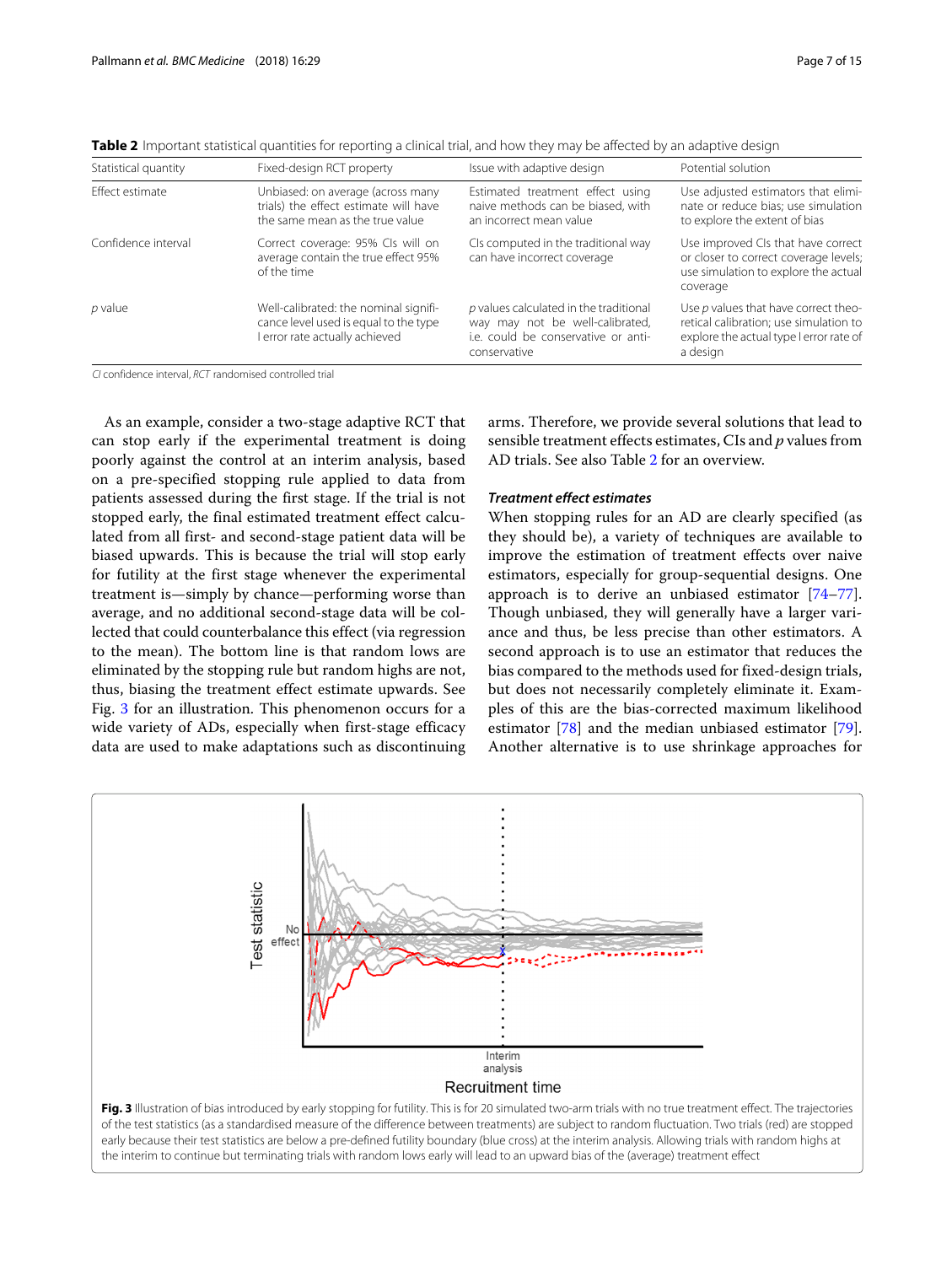**Table 2** Important statistical quantities for reporting a clinical trial, and how they may be affected by an adaptive design

| Statistical quantity | Fixed-design RCT property | Issue with adaptive design | Potential solution |
|---|---|---|---|
| Effect estimate | Unbiased: on average (across many trials) the effect estimate will have the same mean as the true value | Estimated treatment effect using naive methods can be biased, with an incorrect mean value | Use adjusted estimators that eliminate or reduce bias; use simulation to explore the extent of bias |
| Confidence interval | Correct coverage: 95% CIs will on average contain the true effect 95% of the time | CIs computed in the traditional way can have incorrect coverage | Use improved CIs that have correct or closer to correct coverage levels; use simulation to explore the actual coverage |
| *p* value | Well-calibrated: the nominal significance level used is equal to the type I error rate actually achieved | *p* values calculated in the traditional way may not be well-calibrated, i.e. could be conservative or anti-conservative | Use *p* values that have correct theoretical calibration; use simulation to explore the actual type I error rate of a design |

*CI* confidence interval, *RCT* randomised controlled trial

As an example, consider a two-stage adaptive RCT that can stop early if the experimental treatment is doing poorly against the control at an interim analysis, based on a pre-specified stopping rule applied to data from patients assessed during the first stage. If the trial is not stopped early, the final estimated treatment effect calculated from all first- and second-stage patient data will be biased upwards. This is because the trial will stop early for futility at the first stage whenever the experimental treatment is—simply by chance—performing worse than average, and no additional second-stage data will be collected that could counterbalance this effect (via regression to the mean). The bottom line is that random lows are eliminated by the stopping rule but random highs are not, thus, biasing the treatment effect estimate upwards. See Fig. 3 for an illustration. This phenomenon occurs for a wide variety of ADs, especially when first-stage efficacy data are used to make adaptations such as discontinuing arms. Therefore, we provide several solutions that lead to sensible treatment effects estimates, CIs and *p* values from AD trials. See also Table 2 for an overview.

#### *Treatment effect estimates*

When stopping rules for an AD are clearly specified (as they should be), a variety of techniques are available to improve the estimation of treatment effects over naive estimators, especially for group-sequential designs. One approach is to derive an unbiased estimator [74–77]. Though unbiased, they will generally have a larger variance and thus, be less precise than other estimators. A second approach is to use an estimator that reduces the bias compared to the methods used for fixed-design trials, but does not necessarily completely eliminate it. Examples of this are the bias-corrected maximum likelihood estimator [78] and the median unbiased estimator [79]. Another alternative is to use shrinkage approaches for

**Fig. 3** Illustration of bias introduced by early stopping for futility. This is for 20 simulated two-arm trials with no true treatment effect. The trajectories of the test statistics (as a standardised measure of the difference between treatments) are subject to random fluctuation. Two trials (red) are stopped early because their test statistics are below a pre-defined futility boundary (blue cross) at the interim analysis. Allowing trials with random highs at the interim to continue but terminating trials with random lows early will lead to an upward bias of the (average) treatment effect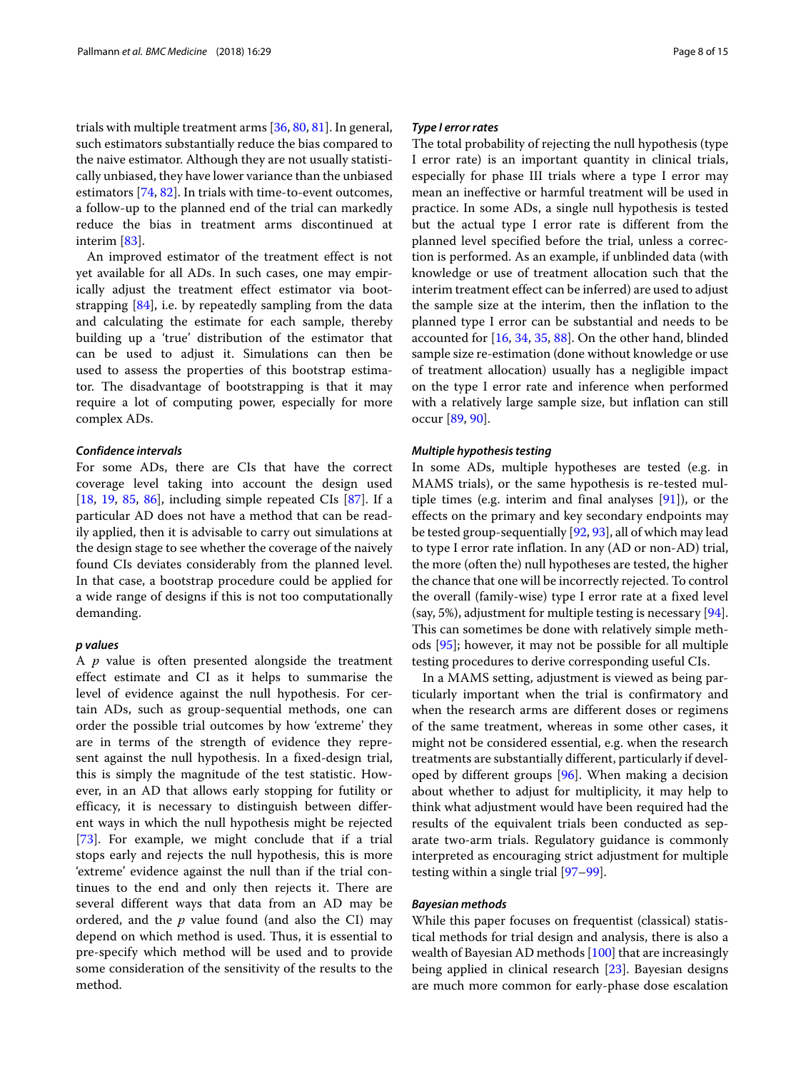trials with multiple treatment arms [36, 80, 81]. In general, such estimators substantially reduce the bias compared to the naive estimator. Although they are not usually statistically unbiased, they have lower variance than the unbiased estimators [74, 82]. In trials with time-to-event outcomes, a follow-up to the planned end of the trial can markedly reduce the bias in treatment arms discontinued at interim [83].

An improved estimator of the treatment effect is not yet available for all ADs. In such cases, one may empirically adjust the treatment effect estimator via bootstrapping [84], i.e. by repeatedly sampling from the data and calculating the estimate for each sample, thereby building up a 'true' distribution of the estimator that can be used to adjust it. Simulations can then be used to assess the properties of this bootstrap estimator. The disadvantage of bootstrapping is that it may require a lot of computing power, especially for more complex ADs.

#### *Confidence intervals*

For some ADs, there are CIs that have the correct coverage level taking into account the design used [18, 19, 85, 86], including simple repeated CIs [87]. If a particular AD does not have a method that can be readily applied, then it is advisable to carry out simulations at the design stage to see whether the coverage of the naively found CIs deviates considerably from the planned level. In that case, a bootstrap procedure could be applied for a wide range of designs if this is not too computationally demanding.

#### *p values*

A *p* value is often presented alongside the treatment effect estimate and CI as it helps to summarise the level of evidence against the null hypothesis. For certain ADs, such as group-sequential methods, one can order the possible trial outcomes by how 'extreme' they are in terms of the strength of evidence they represent against the null hypothesis. In a fixed-design trial, this is simply the magnitude of the test statistic. However, in an AD that allows early stopping for futility or efficacy, it is necessary to distinguish between different ways in which the null hypothesis might be rejected [73]. For example, we might conclude that if a trial stops early and rejects the null hypothesis, this is more 'extreme' evidence against the null than if the trial continues to the end and only then rejects it. There are several different ways that data from an AD may be ordered, and the *p* value found (and also the CI) may depend on which method is used. Thus, it is essential to pre-specify which method will be used and to provide some consideration of the sensitivity of the results to the method.

#### *Type I error rates*

The total probability of rejecting the null hypothesis (type I error rate) is an important quantity in clinical trials, especially for phase III trials where a type I error may mean an ineffective or harmful treatment will be used in practice. In some ADs, a single null hypothesis is tested but the actual type I error rate is different from the planned level specified before the trial, unless a correction is performed. As an example, if unblinded data (with knowledge or use of treatment allocation such that the interim treatment effect can be inferred) are used to adjust the sample size at the interim, then the inflation to the planned type I error can be substantial and needs to be accounted for [16, 34, 35, 88]. On the other hand, blinded sample size re-estimation (done without knowledge or use of treatment allocation) usually has a negligible impact on the type I error rate and inference when performed with a relatively large sample size, but inflation can still occur [89, 90].

#### *Multiple hypothesis testing*

In some ADs, multiple hypotheses are tested (e.g. in MAMS trials), or the same hypothesis is re-tested multiple times (e.g. interim and final analyses [91]), or the effects on the primary and key secondary endpoints may be tested group-sequentially [92, 93], all of which may lead to type I error rate inflation. In any (AD or non-AD) trial, the more (often the) null hypotheses are tested, the higher the chance that one will be incorrectly rejected. To control the overall (family-wise) type I error rate at a fixed level (say, 5%), adjustment for multiple testing is necessary [94]. This can sometimes be done with relatively simple methods [95]; however, it may not be possible for all multiple testing procedures to derive corresponding useful CIs.

In a MAMS setting, adjustment is viewed as being particularly important when the trial is confirmatory and when the research arms are different doses or regimens of the same treatment, whereas in some other cases, it might not be considered essential, e.g. when the research treatments are substantially different, particularly if developed by different groups [96]. When making a decision about whether to adjust for multiplicity, it may help to think what adjustment would have been required had the results of the equivalent trials been conducted as separate two-arm trials. Regulatory guidance is commonly interpreted as encouraging strict adjustment for multiple testing within a single trial [97–99].

#### *Bayesian methods*

While this paper focuses on frequentist (classical) statistical methods for trial design and analysis, there is also a wealth of Bayesian AD methods [100] that are increasingly being applied in clinical research [23]. Bayesian designs are much more common for early-phase dose escalation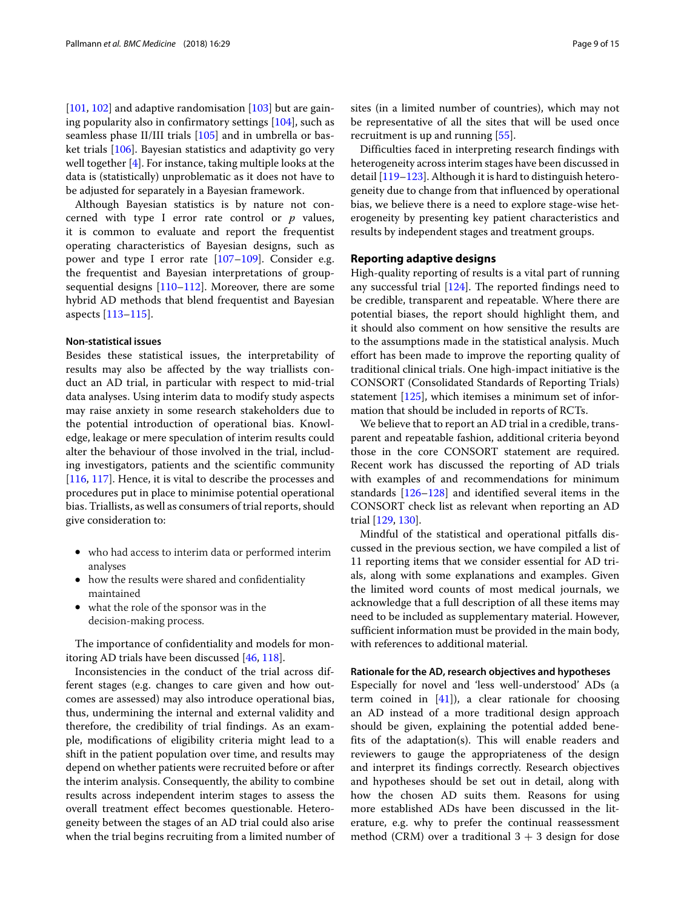[101, 102] and adaptive randomisation [103] but are gaining popularity also in confirmatory settings [104], such as seamless phase II/III trials [105] and in umbrella or basket trials [106]. Bayesian statistics and adaptivity go very well together [4]. For instance, taking multiple looks at the data is (statistically) unproblematic as it does not have to be adjusted for separately in a Bayesian framework.

Although Bayesian statistics is by nature not concerned with type I error rate control or $p$ values, it is common to evaluate and report the frequentist operating characteristics of Bayesian designs, such as power and type I error rate [107–109]. Consider e.g. the frequentist and Bayesian interpretations of group-sequential designs [110–112]. Moreover, there are some hybrid AD methods that blend frequentist and Bayesian aspects [113–115].

#### Non-statistical issues

Besides these statistical issues, the interpretability of results may also be affected by the way triallists conduct an AD trial, in particular with respect to mid-trial data analyses. Using interim data to modify study aspects may raise anxiety in some research stakeholders due to the potential introduction of operational bias. Knowledge, leakage or mere speculation of interim results could alter the behaviour of those involved in the trial, including investigators, patients and the scientific community [116, 117]. Hence, it is vital to describe the processes and procedures put in place to minimise potential operational bias. Triallists, as well as consumers of trial reports, should give consideration to:

- who had access to interim data or performed interim analyses
- how the results were shared and confidentiality maintained
- what the role of the sponsor was in the decision-making process.

The importance of confidentiality and models for monitoring AD trials have been discussed [46, 118].

Inconsistencies in the conduct of the trial across different stages (e.g. changes to care given and how outcomes are assessed) may also introduce operational bias, thus, undermining the internal and external validity and therefore, the credibility of trial findings. As an example, modifications of eligibility criteria might lead to a shift in the patient population over time, and results may depend on whether patients were recruited before or after the interim analysis. Consequently, the ability to combine results across independent interim stages to assess the overall treatment effect becomes questionable. Heterogeneity between the stages of an AD trial could also arise when the trial begins recruiting from a limited number of sites (in a limited number of countries), which may not be representative of all the sites that will be used once recruitment is up and running [55].

Difficulties faced in interpreting research findings with heterogeneity across interim stages have been discussed in detail [119–123]. Although it is hard to distinguish heterogeneity due to change from that influenced by operational bias, we believe there is a need to explore stage-wise heterogeneity by presenting key patient characteristics and results by independent stages and treatment groups.

### Reporting adaptive designs

High-quality reporting of results is a vital part of running any successful trial [124]. The reported findings need to be credible, transparent and repeatable. Where there are potential biases, the report should highlight them, and it should also comment on how sensitive the results are to the assumptions made in the statistical analysis. Much effort has been made to improve the reporting quality of traditional clinical trials. One high-impact initiative is the CONSORT (Consolidated Standards of Reporting Trials) statement [125], which itemises a minimum set of information that should be included in reports of RCTs.

We believe that to report an AD trial in a credible, transparent and repeatable fashion, additional criteria beyond those in the core CONSORT statement are required. Recent work has discussed the reporting of AD trials with examples of and recommendations for minimum standards [126–128] and identified several items in the CONSORT check list as relevant when reporting an AD trial [129, 130].

Mindful of the statistical and operational pitfalls discussed in the previous section, we have compiled a list of 11 reporting items that we consider essential for AD trials, along with some explanations and examples. Given the limited word counts of most medical journals, we acknowledge that a full description of all these items may need to be included as supplementary material. However, sufficient information must be provided in the main body, with references to additional material.

#### Rationale for the AD, research objectives and hypotheses

Especially for novel and 'less well-understood' ADs (a term coined in [41]), a clear rationale for choosing an AD instead of a more traditional design approach should be given, explaining the potential added benefits of the adaptation(s). This will enable readers and reviewers to gauge the appropriateness of the design and interpret its findings correctly. Research objectives and hypotheses should be set out in detail, along with how the chosen AD suits them. Reasons for using more established ADs have been discussed in the literature, e.g. why to prefer the continual reassessment method (CRM) over a traditional 3 + 3 design for dose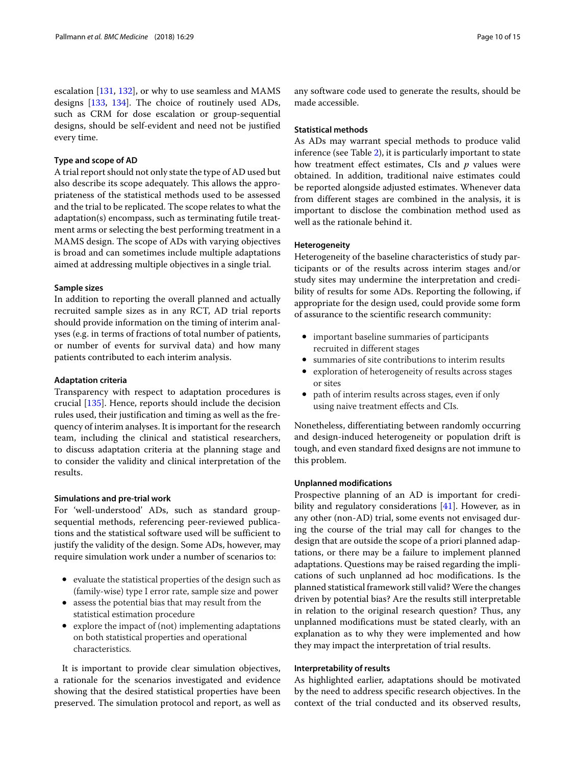escalation [131, 132], or why to use seamless and MAMS designs [133, 134]. The choice of routinely used ADs, such as CRM for dose escalation or group-sequential designs, should be self-evident and need not be justified every time.

#### Type and scope of AD

A trial report should not only state the type of AD used but also describe its scope adequately. This allows the appropriateness of the statistical methods used to be assessed and the trial to be replicated. The scope relates to what the adaptation(s) encompass, such as terminating futile treatment arms or selecting the best performing treatment in a MAMS design. The scope of ADs with varying objectives is broad and can sometimes include multiple adaptations aimed at addressing multiple objectives in a single trial.

#### Sample sizes

In addition to reporting the overall planned and actually recruited sample sizes as in any RCT, AD trial reports should provide information on the timing of interim analyses (e.g. in terms of fractions of total number of patients, or number of events for survival data) and how many patients contributed to each interim analysis.

#### Adaptation criteria

Transparency with respect to adaptation procedures is crucial [135]. Hence, reports should include the decision rules used, their justification and timing as well as the frequency of interim analyses. It is important for the research team, including the clinical and statistical researchers, to discuss adaptation criteria at the planning stage and to consider the validity and clinical interpretation of the results.

#### Simulations and pre-trial work

For 'well-understood' ADs, such as standard group-sequential methods, referencing peer-reviewed publications and the statistical software used will be sufficient to justify the validity of the design. Some ADs, however, may require simulation work under a number of scenarios to:

- evaluate the statistical properties of the design such as (family-wise) type I error rate, sample size and power
- assess the potential bias that may result from the statistical estimation procedure
- explore the impact of (not) implementing adaptations on both statistical properties and operational characteristics.

It is important to provide clear simulation objectives, a rationale for the scenarios investigated and evidence showing that the desired statistical properties have been preserved. The simulation protocol and report, as well as any software code used to generate the results, should be made accessible.

#### Statistical methods

As ADs may warrant special methods to produce valid inference (see Table 2), it is particularly important to state how treatment effect estimates, CIs and $p$ values were obtained. In addition, traditional naive estimates could be reported alongside adjusted estimates. Whenever data from different stages are combined in the analysis, it is important to disclose the combination method used as well as the rationale behind it.

#### Heterogeneity

Heterogeneity of the baseline characteristics of study participants or of the results across interim stages and/or study sites may undermine the interpretation and credibility of results for some ADs. Reporting the following, if appropriate for the design used, could provide some form of assurance to the scientific research community:

- important baseline summaries of participants recruited in different stages
- summaries of site contributions to interim results
- exploration of heterogeneity of results across stages or sites
- path of interim results across stages, even if only using naive treatment effects and CIs.

Nonetheless, differentiating between randomly occurring and design-induced heterogeneity or population drift is tough, and even standard fixed designs are not immune to this problem.

#### Unplanned modifications

Prospective planning of an AD is important for credibility and regulatory considerations [41]. However, as in any other (non-AD) trial, some events not envisaged during the course of the trial may call for changes to the design that are outside the scope of a priori planned adaptations, or there may be a failure to implement planned adaptations. Questions may be raised regarding the implications of such unplanned ad hoc modifications. Is the planned statistical framework still valid? Were the changes driven by potential bias? Are the results still interpretable in relation to the original research question? Thus, any unplanned modifications must be stated clearly, with an explanation as to why they were implemented and how they may impact the interpretation of trial results.

#### Interpretability of results

As highlighted earlier, adaptations should be motivated by the need to address specific research objectives. In the context of the trial conducted and its observed results,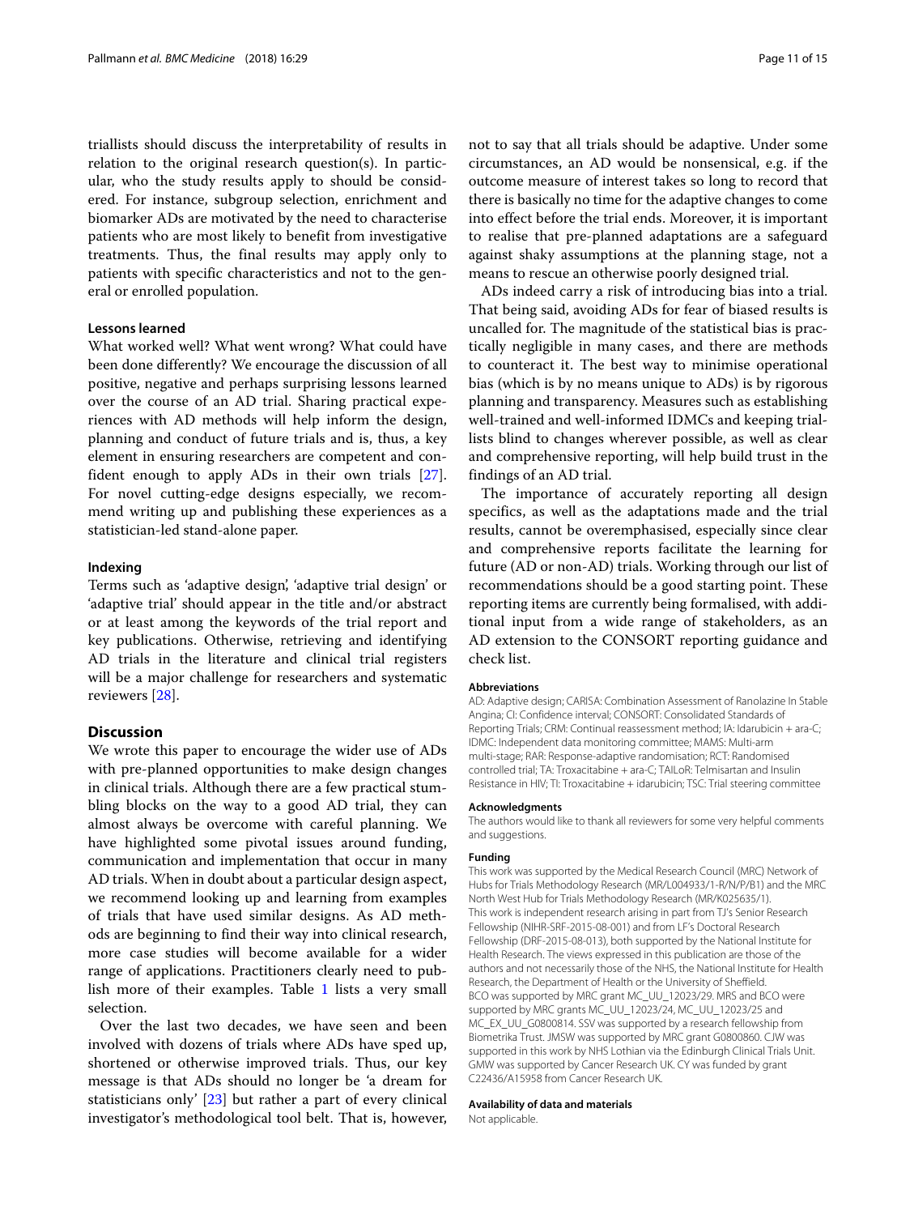triallists should discuss the interpretability of results in relation to the original research question(s). In particular, who the study results apply to should be considered. For instance, subgroup selection, enrichment and biomarker ADs are motivated by the need to characterise patients who are most likely to benefit from investigative treatments. Thus, the final results may apply only to patients with specific characteristics and not to the general or enrolled population.

#### Lessons learned

What worked well? What went wrong? What could have been done differently? We encourage the discussion of all positive, negative and perhaps surprising lessons learned over the course of an AD trial. Sharing practical experiences with AD methods will help inform the design, planning and conduct of future trials and is, thus, a key element in ensuring researchers are competent and confident enough to apply ADs in their own trials [27]. For novel cutting-edge designs especially, we recommend writing up and publishing these experiences as a statistician-led stand-alone paper.

#### Indexing

Terms such as 'adaptive design', 'adaptive trial design' or 'adaptive trial' should appear in the title and/or abstract or at least among the keywords of the trial report and key publications. Otherwise, retrieving and identifying AD trials in the literature and clinical trial registers will be a major challenge for researchers and systematic reviewers [28].

## Discussion

We wrote this paper to encourage the wider use of ADs with pre-planned opportunities to make design changes in clinical trials. Although there are a few practical stumbling blocks on the way to a good AD trial, they can almost always be overcome with careful planning. We have highlighted some pivotal issues around funding, communication and implementation that occur in many AD trials. When in doubt about a particular design aspect, we recommend looking up and learning from examples of trials that have used similar designs. As AD methods are beginning to find their way into clinical research, more case studies will become available for a wider range of applications. Practitioners clearly need to publish more of their examples. Table 1 lists a very small selection.

Over the last two decades, we have seen and been involved with dozens of trials where ADs have sped up, shortened or otherwise improved trials. Thus, our key message is that ADs should no longer be 'a dream for statisticians only' [23] but rather a part of every clinical investigator's methodological tool belt. That is, however, not to say that all trials should be adaptive. Under some circumstances, an AD would be nonsensical, e.g. if the outcome measure of interest takes so long to record that there is basically no time for the adaptive changes to come into effect before the trial ends. Moreover, it is important to realise that pre-planned adaptations are a safeguard against shaky assumptions at the planning stage, not a means to rescue an otherwise poorly designed trial.

ADs indeed carry a risk of introducing bias into a trial. That being said, avoiding ADs for fear of biased results is uncalled for. The magnitude of the statistical bias is practically negligible in many cases, and there are methods to counteract it. The best way to minimise operational bias (which is by no means unique to ADs) is by rigorous planning and transparency. Measures such as establishing well-trained and well-informed IDMCs and keeping triallists blind to changes wherever possible, as well as clear and comprehensive reporting, will help build trust in the findings of an AD trial.

The importance of accurately reporting all design specifics, as well as the adaptations made and the trial results, cannot be overemphasised, especially since clear and comprehensive reports facilitate the learning for future (AD or non-AD) trials. Working through our list of recommendations should be a good starting point. These reporting items are currently being formalised, with additional input from a wide range of stakeholders, as an AD extension to the CONSORT reporting guidance and check list.

#### Abbreviations

AD: Adaptive design; CARISA: Combination Assessment of Ranolazine In Stable Angina; CI: Confidence interval; CONSORT: Consolidated Standards of Reporting Trials; CRM: Continual reassessment method; IA: Idarubicin + ara-C; IDMC: Independent data monitoring committee; MAMS: Multi-arm multi-stage; RAR: Response-adaptive randomisation; RCT: Randomised controlled trial; TA: Troxacitabine + ara-C; TAILoR: Telmisartan and Insulin Resistance in HIV; TI: Troxacitabine + idarubicin; TSC: Trial steering committee

#### Acknowledgments

The authors would like to thank all reviewers for some very helpful comments and suggestions.

#### Funding

This work was supported by the Medical Research Council (MRC) Network of Hubs for Trials Methodology Research (MR/L004933/1-R/N/P/B1) and the MRC North West Hub for Trials Methodology Research (MR/K025635/1).
This work is independent research arising in part from TJ's Senior Research Fellowship (NIHR-SRF-2015-08-001) and from LF's Doctoral Research Fellowship (DRF-2015-08-013), both supported by the National Institute for Health Research. The views expressed in this publication are those of the authors and not necessarily those of the NHS, the National Institute for Health Research, the Department of Health or the University of Sheffield.
BCO was supported by MRC grant MC_UU_12023/29. MRS and BCO were supported by MRC grants MC_UU_12023/24, MC_UU_12023/25 and MC_EX_UU_G0800814. SSV was supported by a research fellowship from Biometrika Trust. JMSW was supported by MRC grant G0800860. CJW was supported in this work by NHS Lothian via the Edinburgh Clinical Trials Unit. GMW was supported by Cancer Research UK. CY was funded by grant C22436/A15958 from Cancer Research UK.

#### Availability of data and materials

Not applicable.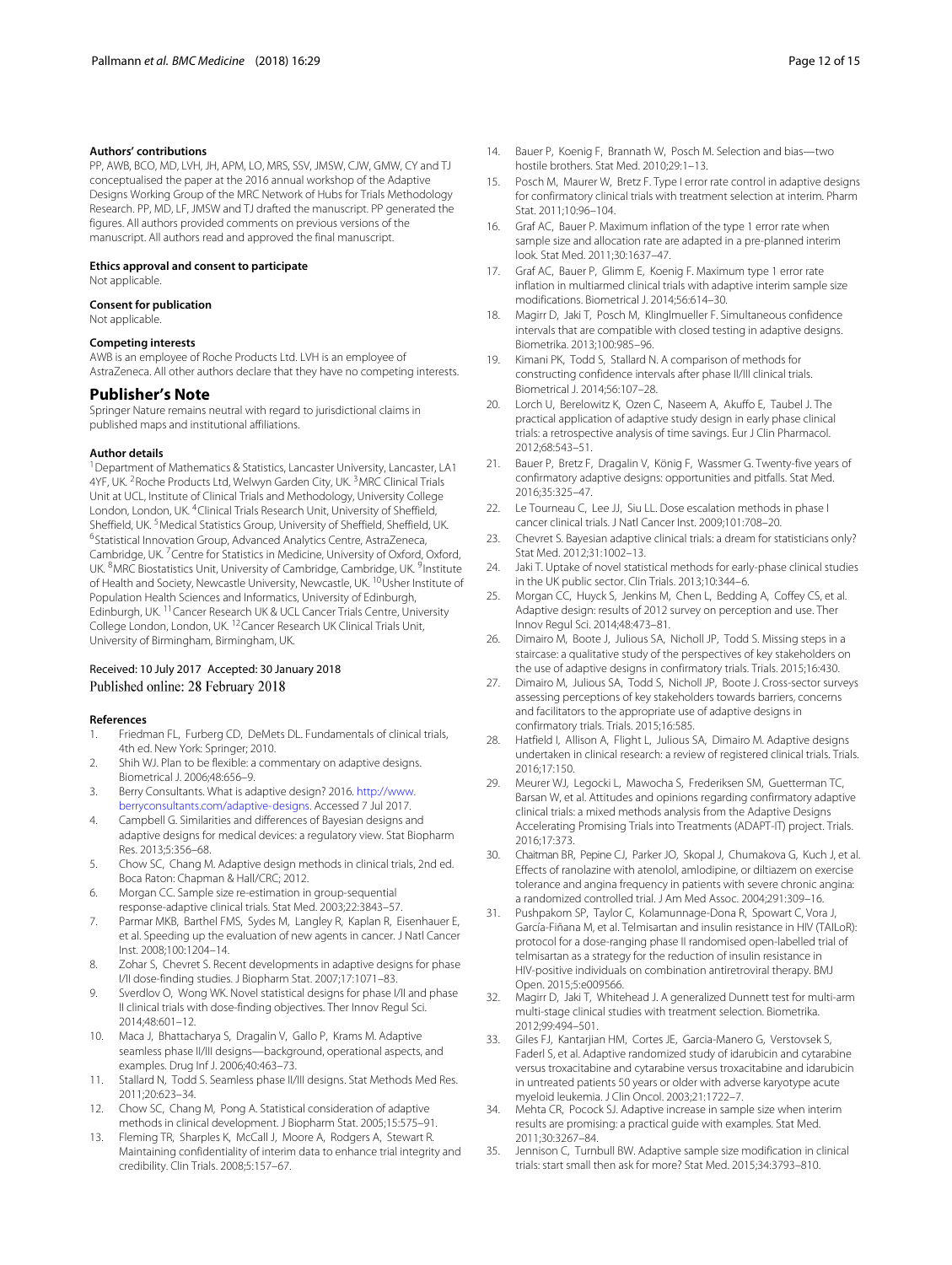### Authors' contributions

PP, AWB, BCO, MD, LVH, JH, APM, LO, MRS, SSV, JMSW, CJW, GMW, CY and TJ conceptualised the paper at the 2016 annual workshop of the Adaptive Designs Working Group of the MRC Network of Hubs for Trials Methodology Research. PP, MD, LF, JMSW and TJ drafted the manuscript. PP generated the figures. All authors provided comments on previous versions of the manuscript. All authors read and approved the final manuscript.

### Ethics approval and consent to participate

Not applicable.

### Consent for publication

Not applicable.

### Competing interests

AWB is an employee of Roche Products Ltd. LVH is an employee of AstraZeneca. All other authors declare that they have no competing interests.

## Publisher's Note

Springer Nature remains neutral with regard to jurisdictional claims in published maps and institutional affiliations.

### Author details

[1]Department of Mathematics & Statistics, Lancaster University, Lancaster, LA1 4YF, UK. [2]Roche Products Ltd, Welwyn Garden City, UK. [3]MRC Clinical Trials Unit at UCL, Institute of Clinical Trials and Methodology, University College London, London, UK. [4]Clinical Trials Research Unit, University of Sheffield, Sheffield, UK. [5]Medical Statistics Group, University of Sheffield, Sheffield, UK. [6]Statistical Innovation Group, Advanced Analytics Centre, AstraZeneca, Cambridge, UK. [7]Centre for Statistics in Medicine, University of Oxford, Oxford, UK. [8]MRC Biostatistics Unit, University of Cambridge, Cambridge, UK. [9]Institute of Health and Society, Newcastle University, Newcastle, UK. [10]Usher Institute of Population Health Sciences and Informatics, University of Edinburgh, Edinburgh, UK. [11]Cancer Research UK & UCL Cancer Trials Centre, University College London, London, UK. [12]Cancer Research UK Clinical Trials Unit, University of Birmingham, Birmingham, UK.

Received: 10 July 2017 Accepted: 30 January 2018
Published online: 28 February 2018

### References

1. Friedman FL, Furberg CD, DeMets DL. Fundamentals of clinical trials, 4th ed. New York: Springer; 2010.
2. Shih WJ. Plan to be flexible: a commentary on adaptive designs. Biometrical J. 2006;48:656–9.
3. Berry Consultants. What is adaptive design? 2016. http://www.berryconsultants.com/adaptive-designs. Accessed 7 Jul 2017.
4. Campbell G. Similarities and differences of Bayesian designs and adaptive designs for medical devices: a regulatory view. Stat Biopharm Res. 2013;5:356–68.
5. Chow SC, Chang M. Adaptive design methods in clinical trials, 2nd ed. Boca Raton: Chapman & Hall/CRC; 2012.
6. Morgan CC. Sample size re-estimation in group-sequential response-adaptive clinical trials. Stat Med. 2003;22:3843–57.
7. Parmar MKB, Barthel FMS, Sydes M, Langley R, Kaplan R, Eisenhauer E, et al. Speeding up the evaluation of new agents in cancer. J Natl Cancer Inst. 2008;100:1204–14.
8. Zohar S, Chevret S. Recent developments in adaptive designs for phase I/II dose-finding studies. J Biopharm Stat. 2007;17:1071–83.
9. Sverdlov O, Wong WK. Novel statistical designs for phase I/II and phase II clinical trials with dose-finding objectives. Ther Innov Regul Sci. 2014;48:601–12.
10. Maca J, Bhattacharya S, Dragalin V, Gallo P, Krams M. Adaptive seamless phase II/III designs—background, operational aspects, and examples. Drug Inf J. 2006;40:463–73.
11. Stallard N, Todd S. Seamless phase II/III designs. Stat Methods Med Res. 2011;20:623–34.
12. Chow SC, Chang M, Pong A. Statistical consideration of adaptive methods in clinical development. J Biopharm Stat. 2005;15:575–91.
13. Fleming TR, Sharples K, McCall J, Moore A, Rodgers A, Stewart R. Maintaining confidentiality of interim data to enhance trial integrity and credibility. Clin Trials. 2008;5:157–67.
14. Bauer P, Koenig F, Brannath W, Posch M. Selection and bias—two hostile brothers. Stat Med. 2010;29:1–13.
15. Posch M, Maurer W, Bretz F. Type I error rate control in adaptive designs for confirmatory clinical trials with treatment selection at interim. Pharm Stat. 2011;10:96–104.
16. Graf AC, Bauer P. Maximum inflation of the type 1 error rate when sample size and allocation rate are adapted in a pre-planned interim look. Stat Med. 2011;30:1637–47.
17. Graf AC, Bauer P, Glimm E, Koenig F. Maximum type 1 error rate inflation in multiarmed clinical trials with adaptive interim sample size modifications. Biometrical J. 2014;56:614–30.
18. Magirr D, Jaki T, Posch M, Klinglmueller F. Simultaneous confidence intervals that are compatible with closed testing in adaptive designs. Biometrika. 2013;100:985–96.
19. Kimani PK, Todd S, Stallard N. A comparison of methods for constructing confidence intervals after phase II/III clinical trials. Biometrical J. 2014;56:107–28.
20. Lorch U, Berelowitz K, Ozen C, Naseem A, Akuffo E, Taubel J. The practical application of adaptive study design in early phase clinical trials: a retrospective analysis of time savings. Eur J Clin Pharmacol. 2012;68:543–51.
21. Bauer P, Bretz F, Dragalin V, König F, Wassmer G. Twenty-five years of confirmatory adaptive designs: opportunities and pitfalls. Stat Med. 2016;35:325–47.
22. Le Tourneau C, Lee JJ, Siu LL. Dose escalation methods in phase I cancer clinical trials. J Natl Cancer Inst. 2009;101:708–20.
23. Chevret S. Bayesian adaptive clinical trials: a dream for statisticians only? Stat Med. 2012;31:1002–13.
24. Jaki T. Uptake of novel statistical methods for early-phase clinical studies in the UK public sector. Clin Trials. 2013;10:344–6.
25. Morgan CC, Huyck S, Jenkins M, Chen L, Bedding A, Coffey CS, et al. Adaptive design: results of 2012 survey on perception and use. Ther Innov Regul Sci. 2014;48:473–81.
26. Dimairo M, Boote J, Julious SA, Nicholl JP, Todd S. Missing steps in a staircase: a qualitative study of the perspectives of key stakeholders on the use of adaptive designs in confirmatory trials. Trials. 2015;16:430.
27. Dimairo M, Julious SA, Todd S, Nicholl JP, Boote J. Cross-sector surveys assessing perceptions of key stakeholders towards barriers, concerns and facilitators to the appropriate use of adaptive designs in confirmatory trials. Trials. 2015;16:585.
28. Hatfield I, Allison A, Flight L, Julious SA, Dimairo M. Adaptive designs undertaken in clinical research: a review of registered clinical trials. Trials. 2016;17:150.
29. Meurer WJ, Legocki L, Mawocha S, Frederiksen SM, Guetterman TC, Barsan W, et al. Attitudes and opinions regarding confirmatory adaptive clinical trials: a mixed methods analysis from the Adaptive Designs Accelerating Promising Trials into Treatments (ADAPT-IT) project. Trials. 2016;17:373.
30. Chaitman BR, Pepine CJ, Parker JO, Skopal J, Chumakova G, Kuch J, et al. Effects of ranolazine with atenolol, amlodipine, or diltiazem on exercise tolerance and angina frequency in patients with severe chronic angina: a randomized controlled trial. J Am Med Assoc. 2004;291:309–16.
31. Pushpakom SP, Taylor C, Kolamunnage-Dona R, Spowart C, Vora J, García-Fiñana M, et al. Telmisartan and insulin resistance in HIV (TAILoR): protocol for a dose-ranging phase II randomised open-labelled trial of telmisartan as a strategy for the reduction of insulin resistance in HIV-positive individuals on combination antiretroviral therapy. BMJ Open. 2015;5:e009566.
32. Magirr D, Jaki T, Whitehead J. A generalized Dunnett test for multi-arm multi-stage clinical studies with treatment selection. Biometrika. 2012;99:494–501.
33. Giles FJ, Kantarjian HM, Cortes JE, Garcia-Manero G, Verstovsek S, Faderl S, et al. Adaptive randomized study of idarubicin and cytarabine versus troxacitabine and cytarabine versus troxacitabine and idarubicin in untreated patients 50 years or older with adverse karyotype acute myeloid leukemia. J Clin Oncol. 2003;21:1722–7.
34. Mehta CR, Pocock SJ. Adaptive increase in sample size when interim results are promising: a practical guide with examples. Stat Med. 2011;30:3267–84.
35. Jennison C, Turnbull BW. Adaptive sample size modification in clinical trials: start small then ask for more? Stat Med. 2015;34:3793–810.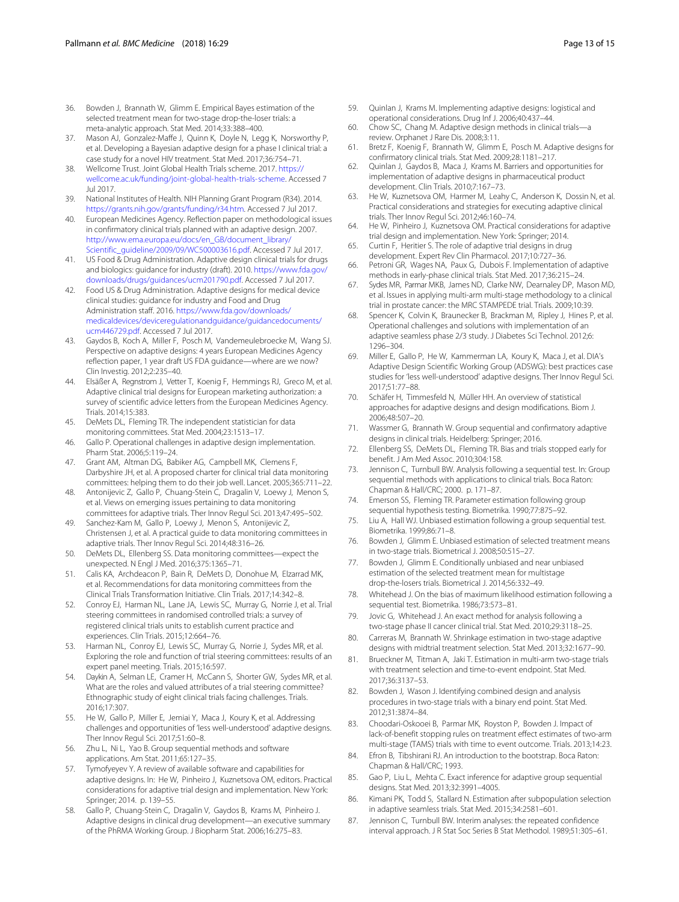36. Bowden J, Brannath W, Glimm E. Empirical Bayes estimation of the selected treatment mean for two-stage drop-the-loser trials: a meta-analytic approach. Stat Med. 2014;33:388–400.
37. Mason AJ, Gonzalez-Maffe J, Quinn K, Doyle N, Legg K, Norsworthy P, et al. Developing a Bayesian adaptive design for a phase I clinical trial: a case study for a novel HIV treatment. Stat Med. 2017;36:754–71.
38. Wellcome Trust. Joint Global Health Trials scheme. 2017. https://wellcome.ac.uk/funding/joint-global-health-trials-scheme. Accessed 7 Jul 2017.
39. National Institutes of Health. NIH Planning Grant Program (R34). 2014. https://grants.nih.gov/grants/funding/r34.htm. Accessed 7 Jul 2017.
40. European Medicines Agency. Reflection paper on methodological issues in confirmatory clinical trials planned with an adaptive design. 2007. http://www.ema.europa.eu/docs/en_GB/document_library/Scientific_guideline/2009/09/WC500003616.pdf. Accessed 7 Jul 2017.
41. US Food & Drug Administration. Adaptive design clinical trials for drugs and biologics: guidance for industry (draft). 2010. https://www.fda.gov/downloads/drugs/guidances/ucm201790.pdf. Accessed 7 Jul 2017.
42. Food US & Drug Administration. Adaptive designs for medical device clinical studies: guidance for industry and Food and Drug Administration staff. 2016. https://www.fda.gov/downloads/medicaldevices/deviceregulationandguidance/guidancedocuments/ucm446729.pdf. Accessed 7 Jul 2017.
43. Gaydos B, Koch A, Miller F, Posch M, Vandemeulebroecke M, Wang SJ. Perspective on adaptive designs: 4 years European Medicines Agency reflection paper, 1 year draft US FDA guidance—where are we now? Clin Investig. 2012;2:235–40.
44. Elsäßer A, Regnstrom J, Vetter T, Koenig F, Hemmings RJ, Greco M, et al. Adaptive clinical trial designs for European marketing authorization: a survey of scientific advice letters from the European Medicines Agency. Trials. 2014;15:383.
45. DeMets DL, Fleming TR. The independent statistician for data monitoring committees. Stat Med. 2004;23:1513–17.
46. Gallo P. Operational challenges in adaptive design implementation. Pharm Stat. 2006;5:119–24.
47. Grant AM, Altman DG, Babiker AG, Campbell MK, Clemens F, Darbyshire JH, et al. A proposed charter for clinical trial data monitoring committees: helping them to do their job well. Lancet. 2005;365:711–22.
48. Antonijevic Z, Gallo P, Chuang-Stein C, Dragalin V, Loewy J, Menon S, et al. Views on emerging issues pertaining to data monitoring committees for adaptive trials. Ther Innov Regul Sci. 2013;47:495–502.
49. Sanchez-Kam M, Gallo P, Loewy J, Menon S, Antonijevic Z, Christensen J, et al. A practical guide to data monitoring committees in adaptive trials. Ther Innov Regul Sci. 2014;48:316–26.
50. DeMets DL, Ellenberg SS. Data monitoring committees—expect the unexpected. N Engl J Med. 2016;375:1365–71.
51. Calis KA, Archdeacon P, Bain R, DeMets D, Donohue M, Elzarrad MK, et al. Recommendations for data monitoring committees from the Clinical Trials Transformation Initiative. Clin Trials. 2017;14:342–8.
52. Conroy EJ, Harman NL, Lane JA, Lewis SC, Murray G, Norrie J, et al. Trial steering committees in randomised controlled trials: a survey of registered clinical trials units to establish current practice and experiences. Clin Trials. 2015;12:664–76.
53. Harman NL, Conroy EJ, Lewis SC, Murray G, Norrie J, Sydes MR, et al. Exploring the role and function of trial steering committees: results of an expert panel meeting. Trials. 2015;16:597.
54. Daykin A, Selman LE, Cramer H, McCann S, Shorter GW, Sydes MR, et al. What are the roles and valued attributes of a trial steering committee? Ethnographic study of eight clinical trials facing challenges. Trials. 2016;17:307.
55. He W, Gallo P, Miller E, Jemiai Y, Maca J, Koury K, et al. Addressing challenges and opportunities of 'less well-understood' adaptive designs. Ther Innov Regul Sci. 2017;51:60–8.
56. Zhu L, Ni L, Yao B. Group sequential methods and software applications. Am Stat. 2011;65:127–35.
57. Tymofyeyev Y. A review of available software and capabilities for adaptive designs. In: He W, Pinheiro J, Kuznetsova OM, editors. Practical considerations for adaptive trial design and implementation. New York: Springer; 2014. p. 139–55.
58. Gallo P, Chuang-Stein C, Dragalin V, Gaydos B, Krams M, Pinheiro J. Adaptive designs in clinical drug development—an executive summary of the PhRMA Working Group. J Biopharm Stat. 2006;16:275–83.
59. Quinlan J, Krams M. Implementing adaptive designs: logistical and operational considerations. Drug Inf J. 2006;40:437–44.
60. Chow SC, Chang M. Adaptive design methods in clinical trials—a review. Orphanet J Rare Dis. 2008;3:11.
61. Bretz F, Koenig F, Brannath W, Glimm E, Posch M. Adaptive designs for confirmatory clinical trials. Stat Med. 2009;28:1181–217.
62. Quinlan J, Gaydos B, Maca J, Krams M. Barriers and opportunities for implementation of adaptive designs in pharmaceutical product development. Clin Trials. 2010;7:167–73.
63. He W, Kuznetsova OM, Harmer M, Leahy C, Anderson K, Dossin N, et al. Practical considerations and strategies for executing adaptive clinical trials. Ther Innov Regul Sci. 2012;46:160–74.
64. He W, Pinheiro J, Kuznetsova OM. Practical considerations for adaptive trial design and implementation. New York: Springer; 2014.
65. Curtin F, Heritier S. The role of adaptive trial designs in drug development. Expert Rev Clin Pharmacol. 2017;10:727–36.
66. Petroni GR, Wages NA, Paux G, Dubois F. Implementation of adaptive methods in early-phase clinical trials. Stat Med. 2017;36:215–24.
67. Sydes MR, Parmar MKB, James ND, Clarke NW, Dearnaley DP, Mason MD, et al. Issues in applying multi-arm multi-stage methodology to a clinical trial in prostate cancer: the MRC STAMPEDE trial. Trials. 2009;10:39.
68. Spencer K, Colvin K, Braunecker B, Brackman M, Ripley J, Hines P, et al. Operational challenges and solutions with implementation of an adaptive seamless phase 2/3 study. J Diabetes Sci Technol. 2012;6:1296–304.
69. Miller E, Gallo P, He W, Kammerman LA, Koury K, Maca J, et al. DIA's Adaptive Design Scientific Working Group (ADSWG): best practices case studies for 'less well-understood' adaptive designs. Ther Innov Regul Sci. 2017;51:77–88.
70. Schäfer H, Timmesfeld N, Müller HH. An overview of statistical approaches for adaptive designs and design modifications. Biom J. 2006;48:507–20.
71. Wassmer G, Brannath W. Group sequential and confirmatory adaptive designs in clinical trials. Heidelberg: Springer; 2016.
72. Ellenberg SS, DeMets DL, Fleming TR. Bias and trials stopped early for benefit. J Am Med Assoc. 2010;304:158.
73. Jennison C, Turnbull BW. Analysis following a sequential test. In: Group sequential methods with applications to clinical trials. Boca Raton: Chapman & Hall/CRC; 2000. p. 171–87.
74. Emerson SS, Fleming TR. Parameter estimation following group sequential hypothesis testing. Biometrika. 1990;77:875–92.
75. Liu A, Hall WJ. Unbiased estimation following a group sequential test. Biometrika. 1999;86:71–8.
76. Bowden J, Glimm E. Unbiased estimation of selected treatment means in two-stage trials. Biometrical J. 2008;50:515–27.
77. Bowden J, Glimm E. Conditionally unbiased and near unbiased estimation of the selected treatment mean for multistage drop-the-losers trials. Biometrical J. 2014;56:332–49.
78. Whitehead J. On the bias of maximum likelihood estimation following a sequential test. Biometrika. 1986;73:573–81.
79. Jovic G, Whitehead J. An exact method for analysis following a two-stage phase II cancer clinical trial. Stat Med. 2010;29:3118–25.
80. Carreras M, Brannath W. Shrinkage estimation in two-stage adaptive designs with midtrial treatment selection. Stat Med. 2013;32:1677–90.
81. Brueckner M, Titman A, Jaki T. Estimation in multi-arm two-stage trials with treatment selection and time-to-event endpoint. Stat Med. 2017;36:3137–53.
82. Bowden J, Wason J. Identifying combined design and analysis procedures in two-stage trials with a binary end point. Stat Med. 2012;31:3874–84.
83. Choodari-Oskooei B, Parmar MK, Royston P, Bowden J. Impact of lack-of-benefit stopping rules on treatment effect estimates of two-arm multi-stage (TAMS) trials with time to event outcome. Trials. 2013;14:23.
84. Efron B, Tibshirani RJ. An introduction to the bootstrap. Boca Raton: Chapman & Hall/CRC; 1993.
85. Gao P, Liu L, Mehta C. Exact inference for adaptive group sequential designs. Stat Med. 2013;32:3991–4005.
86. Kimani PK, Todd S, Stallard N. Estimation after subpopulation selection in adaptive seamless trials. Stat Med. 2015;34:2581–601.
87. Jennison C, Turnbull BW. Interim analyses: the repeated confidence interval approach. J R Stat Soc Series B Stat Methodol. 1989;51:305–61.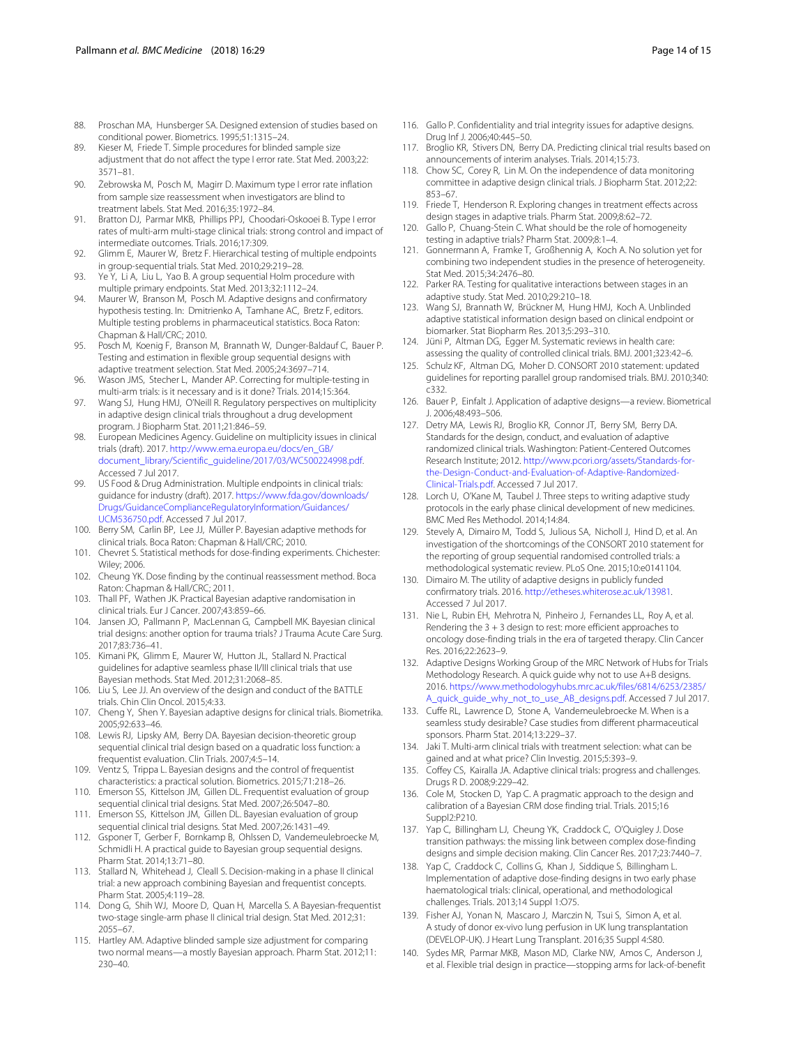88. Proschan MA, Hunsberger SA. Designed extension of studies based on conditional power. Biometrics. 1995;51:1315–24.
89. Kieser M, Friede T. Simple procedures for blinded sample size adjustment that do not affect the type I error rate. Stat Med. 2003;22:3571–81.
90. Żebrowska M, Posch M, Magirr D. Maximum type I error rate inflation from sample size reassessment when investigators are blind to treatment labels. Stat Med. 2016;35:1972–84.
91. Bratton DJ, Parmar MKB, Phillips PPJ, Choodari-Oskooei B. Type I error rates of multi-arm multi-stage clinical trials: strong control and impact of intermediate outcomes. Trials. 2016;17:309.
92. Glimm E, Maurer W, Bretz F. Hierarchical testing of multiple endpoints in group-sequential trials. Stat Med. 2010;29:219–28.
93. Ye Y, Li A, Liu L, Yao B. A group sequential Holm procedure with multiple primary endpoints. Stat Med. 2013;32:1112–24.
94. Maurer W, Branson M, Posch M. Adaptive designs and confirmatory hypothesis testing. In: Dmitrienko A, Tamhane AC, Bretz F, editors. Multiple testing problems in pharmaceutical statistics. Boca Raton: Chapman & Hall/CRC; 2010.
95. Posch M, Koenig F, Branson M, Brannath W, Dunger-Baldauf C, Bauer P. Testing and estimation in flexible group sequential designs with adaptive treatment selection. Stat Med. 2005;24:3697–714.
96. Wason JMS, Stecher L, Mander AP. Correcting for multiple-testing in multi-arm trials: is it necessary and is it done? Trials. 2014;15:364.
97. Wang SJ, Hung HMJ, O'Neill R. Regulatory perspectives on multiplicity in adaptive design clinical trials throughout a drug development program. J Biopharm Stat. 2011;21:846–59.
98. European Medicines Agency. Guideline on multiplicity issues in clinical trials (draft). 2017. http://www.ema.europa.eu/docs/en_GB/document_library/Scientific_guideline/2017/03/WC500224998.pdf. Accessed 7 Jul 2017.
99. US Food & Drug Administration. Multiple endpoints in clinical trials: guidance for industry (draft). 2017. https://www.fda.gov/downloads/Drugs/GuidanceComplianceRegulatoryInformation/Guidances/UCM536750.pdf. Accessed 7 Jul 2017.
100. Berry SM, Carlin BP, Lee JJ, Müller P. Bayesian adaptive methods for clinical trials. Boca Raton: Chapman & Hall/CRC; 2010.
101. Chevret S. Statistical methods for dose-finding experiments. Chichester: Wiley; 2006.
102. Cheung YK. Dose finding by the continual reassessment method. Boca Raton: Chapman & Hall/CRC; 2011.
103. Thall PF, Wathen JK. Practical Bayesian adaptive randomisation in clinical trials. Eur J Cancer. 2007;43:859–66.
104. Jansen JO, Pallmann P, MacLennan G, Campbell MK. Bayesian clinical trial designs: another option for trauma trials? J Trauma Acute Care Surg. 2017;83:736–41.
105. Kimani PK, Glimm E, Maurer W, Hutton JL, Stallard N. Practical guidelines for adaptive seamless phase II/III clinical trials that use Bayesian methods. Stat Med. 2012;31:2068–85.
106. Liu S, Lee JJ. An overview of the design and conduct of the BATTLE trials. Chin Clin Oncol. 2015;4:33.
107. Cheng Y, Shen Y. Bayesian adaptive designs for clinical trials. Biometrika. 2005;92:633–46.
108. Lewis RJ, Lipsky AM, Berry DA. Bayesian decision-theoretic group sequential clinical trial design based on a quadratic loss function: a frequentist evaluation. Clin Trials. 2007;4:5–14.
109. Ventz S, Trippa L. Bayesian designs and the control of frequentist characteristics: a practical solution. Biometrics. 2015;71:218–26.
110. Emerson SS, Kittelson JM, Gillen DL. Frequentist evaluation of group sequential clinical trial designs. Stat Med. 2007;26:5047–80.
111. Emerson SS, Kittelson JM, Gillen DL. Bayesian evaluation of group sequential clinical trial designs. Stat Med. 2007;26:1431–49.
112. Gsponer T, Gerber F, Bornkamp B, Ohlssen D, Vandemeulebroecke M, Schmidli H. A practical guide to Bayesian group sequential designs. Pharm Stat. 2014;13:71–80.
113. Stallard N, Whitehead J, Cleall S. Decision-making in a phase II clinical trial: a new approach combining Bayesian and frequentist concepts. Pharm Stat. 2005;4:119–28.
114. Dong G, Shih WJ, Moore D, Quan H, Marcella S. A Bayesian-frequentist two-stage single-arm phase II clinical trial design. Stat Med. 2012;31:2055–67.
115. Hartley AM. Adaptive blinded sample size adjustment for comparing two normal means—a mostly Bayesian approach. Pharm Stat. 2012;11:230–40.
116. Gallo P. Confidentiality and trial integrity issues for adaptive designs. Drug Inf J. 2006;40:445–50.
117. Broglio KR, Stivers DN, Berry DA. Predicting clinical trial results based on announcements of interim analyses. Trials. 2014;15:73.
118. Chow SC, Corey R, Lin M. On the independence of data monitoring committee in adaptive design clinical trials. J Biopharm Stat. 2012;22:853–67.
119. Friede T, Henderson R. Exploring changes in treatment effects across design stages in adaptive trials. Pharm Stat. 2009;8:62–72.
120. Gallo P, Chuang-Stein C. What should be the role of homogeneity testing in adaptive trials? Pharm Stat. 2009;8:1–4.
121. Gonnermann A, Framke T, Großhennig A, Koch A. No solution yet for combining two independent studies in the presence of heterogeneity. Stat Med. 2015;34:2476–80.
122. Parker RA. Testing for qualitative interactions between stages in an adaptive study. Stat Med. 2010;29:210–18.
123. Wang SJ, Brannath W, Brückner M, Hung HMJ, Koch A. Unblinded adaptive statistical information design based on clinical endpoint or biomarker. Stat Biopharm Res. 2013;5:293–310.
124. Jüni P, Altman DG, Egger M. Systematic reviews in health care: assessing the quality of controlled clinical trials. BMJ. 2001;323:42–6.
125. Schulz KF, Altman DG, Moher D. CONSORT 2010 statement: updated guidelines for reporting parallel group randomised trials. BMJ. 2010;340:c332.
126. Bauer P, Einfalt J. Application of adaptive designs—a review. Biometrical J. 2006;48:493–506.
127. Detry MA, Lewis RJ, Broglio KR, Connor JT, Berry SM, Berry DA. Standards for the design, conduct, and evaluation of adaptive randomized clinical trials. Washington: Patient-Centered Outcomes Research Institute; 2012. http://www.pcori.org/assets/Standards-for-the-Design-Conduct-and-Evaluation-of-Adaptive-Randomized-Clinical-Trials.pdf. Accessed 7 Jul 2017.
128. Lorch U, O'Kane M, Taubel J. Three steps to writing adaptive study protocols in the early phase clinical development of new medicines. BMC Med Res Methodol. 2014;14:84.
129. Stevely A, Dimairo M, Todd S, Julious SA, Nicholl J, Hind D, et al. An investigation of the shortcomings of the CONSORT 2010 statement for the reporting of group sequential randomised controlled trials: a methodological systematic review. PLoS One. 2015;10:e0141104.
130. Dimairo M. The utility of adaptive designs in publicly funded confirmatory trials. 2016. http://etheses.whiterose.ac.uk/13981. Accessed 7 Jul 2017.
131. Nie L, Rubin EH, Mehrotra N, Pinheiro J, Fernandes LL, Roy A, et al. Rendering the 3 + 3 design to rest: more efficient approaches to oncology dose-finding trials in the era of targeted therapy. Clin Cancer Res. 2016;22:2623–9.
132. Adaptive Designs Working Group of the MRC Network of Hubs for Trials Methodology Research. A quick guide why not to use A+B designs. 2016. https://www.methodologyhubs.mrc.ac.uk/files/6814/6253/2385/A_quick_guide_why_not_to_use_AB_designs.pdf. Accessed 7 Jul 2017.
133. Cuffe RL, Lawrence D, Stone A, Vandemeulebroecke M. When is a seamless study desirable? Case studies from different pharmaceutical sponsors. Pharm Stat. 2014;13:229–37.
134. Jaki T. Multi-arm clinical trials with treatment selection: what can be gained and at what price? Clin Investig. 2015;5:393–9.
135. Coffey CS, Kairalla JA. Adaptive clinical trials: progress and challenges. Drugs R D. 2008;9:229–42.
136. Cole M, Stocken D, Yap C. A pragmatic approach to the design and calibration of a Bayesian CRM dose finding trial. Trials. 2015;16 Suppl2:P210.
137. Yap C, Billingham LJ, Cheung YK, Craddock C, O'Quigley J. Dose transition pathways: the missing link between complex dose-finding designs and simple decision making. Clin Cancer Res. 2017;23:7440–7.
138. Yap C, Craddock C, Collins G, Khan J, Siddique S, Billingham L. Implementation of adaptive dose-finding designs in two early phase haematological trials: clinical, operational, and methodological challenges. Trials. 2013;14 Suppl 1:O75.
139. Fisher AJ, Yonan N, Mascaro J, Marczin N, Tsui S, Simon A, et al. A study of donor ex-vivo lung perfusion in UK lung transplantation (DEVELOP-UK). J Heart Lung Transplant. 2016;35 Suppl 4:S80.
140. Sydes MR, Parmar MKB, Mason MD, Clarke NW, Amos C, Anderson J, et al. Flexible trial design in practice—stopping arms for lack-of-benefit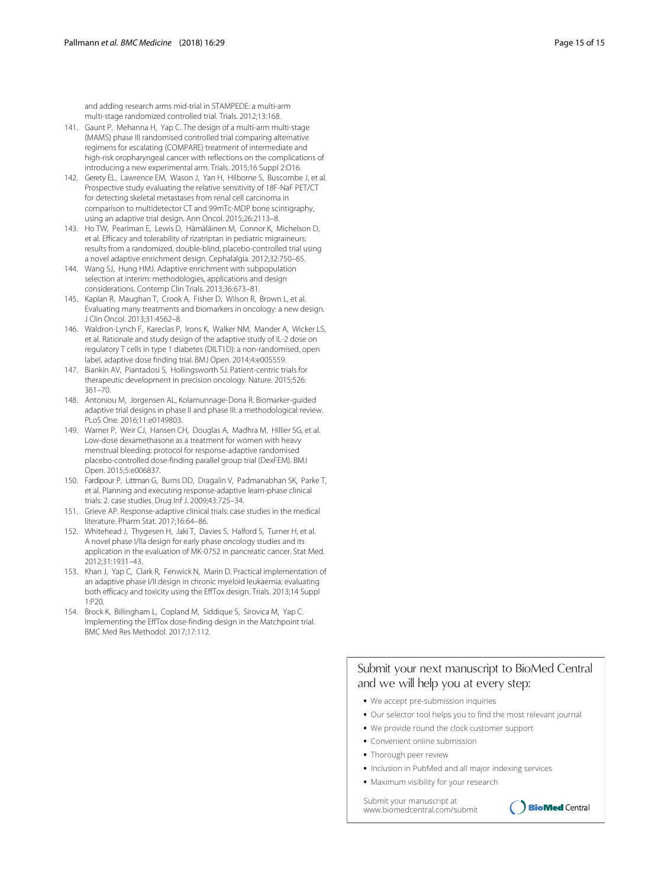and adding research arms mid-trial in STAMPEDE: a multi-arm multi-stage randomized controlled trial. Trials. 2012;13:168.

141. Gaunt P, Mehanna H, Yap C. The design of a multi-arm multi-stage (MAMS) phase III randomised controlled trial comparing alternative regimens for escalating (COMPARE) treatment of intermediate and high-risk oropharyngeal cancer with reflections on the complications of introducing a new experimental arm. Trials. 2015;16 Suppl 2:O16.
142. Gerety EL, Lawrence EM, Wason J, Yan H, Hilborne S, Buscombe J, et al. Prospective study evaluating the relative sensitivity of 18F-NaF PET/CT for detecting skeletal metastases from renal cell carcinoma in comparison to multidetector CT and 99mTc-MDP bone scintigraphy, using an adaptive trial design. Ann Oncol. 2015;26:2113–8.
143. Ho TW, Pearlman E, Lewis D, Hämäläinen M, Connor K, Michelson D, et al. Efficacy and tolerability of rizatriptan in pediatric migraineurs: results from a randomized, double-blind, placebo-controlled trial using a novel adaptive enrichment design. Cephalalgia. 2012;32:750–65.
144. Wang SJ, Hung HMJ. Adaptive enrichment with subpopulation selection at interim: methodologies, applications and design considerations. Contemp Clin Trials. 2013;36:673–81.
145. Kaplan R, Maughan T, Crook A, Fisher D, Wilson R, Brown L, et al. Evaluating many treatments and biomarkers in oncology: a new design. J Clin Oncol. 2013;31:4562–8.
146. Waldron-Lynch F, Kareclas P, Irons K, Walker NM, Mander A, Wicker LS, et al. Rationale and study design of the adaptive study of IL-2 dose on regulatory T cells in type 1 diabetes (DILT1D): a non-randomised, open label, adaptive dose finding trial. BMJ Open. 2014;4:e005559.
147. Biankin AV, Piantadosi S, Hollingsworth SJ. Patient-centric trials for therapeutic development in precision oncology. Nature. 2015;526: 361–70.
148. Antoniou M, Jorgensen AL, Kolamunnage-Dona R. Biomarker-guided adaptive trial designs in phase II and phase III: a methodological review. PLoS One. 2016;11:e0149803.
149. Warner P, Weir CJ, Hansen CH, Douglas A, Madhra M, Hillier SG, et al. Low-dose dexamethasone as a treatment for women with heavy menstrual bleeding: protocol for response-adaptive randomised placebo-controlled dose-finding parallel group trial (DexFEM). BMJ Open. 2015;5:e006837.
150. Fardipour P, Littman G, Burns DD, Dragalin V, Padmanabhan SK, Parke T, et al. Planning and executing response-adaptive learn-phase clinical trials: 2. case studies. Drug Inf J. 2009;43:725–34.
151. Grieve AP. Response-adaptive clinical trials: case studies in the medical literature. Pharm Stat. 2017;16:64–86.
152. Whitehead J, Thygesen H, Jaki T, Davies S, Halford S, Turner H, et al. A novel phase I/IIa design for early phase oncology studies and its application in the evaluation of MK-0752 in pancreatic cancer. Stat Med. 2012;31:1931–43.
153. Khan J, Yap C, Clark R, Fenwick N, Marin D. Practical implementation of an adaptive phase I/II design in chronic myeloid leukaemia: evaluating both efficacy and toxicity using the EffTox design. Trials. 2013;14 Suppl 1:P20.
154. Brock K, Billingham L, Copland M, Siddique S, Sirovica M, Yap C. Implementing the EffTox dose-finding design in the Matchpoint trial. BMC Med Res Methodol. 2017;17:112.

Submit your next manuscript to BioMed Central and we will help you at every step:

- We accept pre-submission inquiries
- Our selector tool helps you to find the most relevant journal
- We provide round the clock customer support
- Convenient online submission
- Thorough peer review
- Inclusion in PubMed and all major indexing services
- Maximum visibility for your research

Submit your manuscript at www.biomedcentral.com/submit

BioMed Central